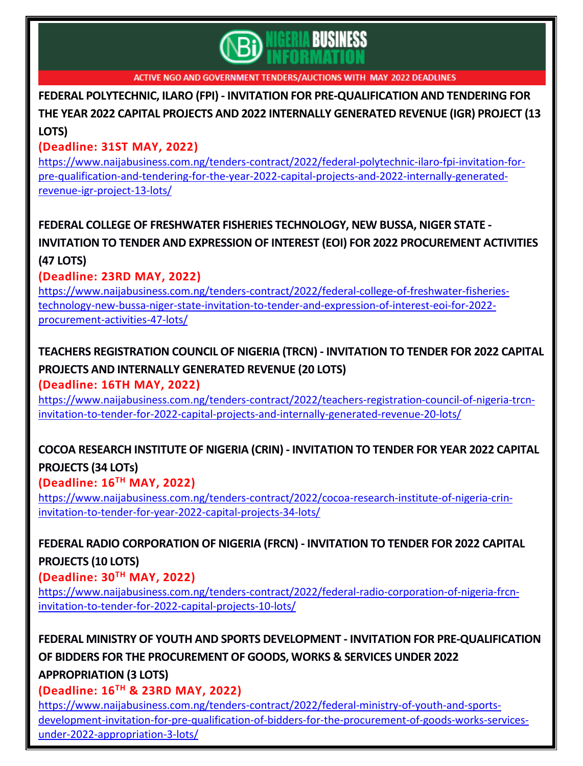# NIGERIA BUSINESS INFORMATION

ACTIVE NGO AND GOVERNMENT TENDERS/AUCTIONS WITH MAY 2022 DEADLINES

**FEDERAL POLYTECHNIC, ILARO (FPI) - INVITATION FOR PRE-QUALIFICATION AND TENDERING FOR THE YEAR 2022 CAPITAL PROJECTS AND 2022 INTERNALLY GENERATED REVENUE (IGR) PROJECT (13 LOTS)**

**(Deadline: 31ST MAY, 2022)**

https://www.naijabusiness.com.ng/tenders-contract/2022/federal-polytechnic-ilaro-fpi-invitation-for-pre-qualification-and-tendering-for-the-year-2022-capital-projects-and-2022-internally-generated-revenue-igr-project-13-lots/

**FEDERAL COLLEGE OF FRESHWATER FISHERIES TECHNOLOGY, NEW BUSSA, NIGER STATE - INVITATION TO TENDER AND EXPRESSION OF INTEREST (EOI) FOR 2022 PROCUREMENT ACTIVITIES (47 LOTS)**

**(Deadline: 23RD MAY, 2022)**

https://www.naijabusiness.com.ng/tenders-contract/2022/federal-college-of-freshwater-fisheries-technology-new-bussa-niger-state-invitation-to-tender-and-expression-of-interest-eoi-for-2022-procurement-activities-47-lots/

**TEACHERS REGISTRATION COUNCIL OF NIGERIA (TRCN) - INVITATION TO TENDER FOR 2022 CAPITAL PROJECTS AND INTERNALLY GENERATED REVENUE (20 LOTS)**

**(Deadline: 16TH MAY, 2022)**

https://www.naijabusiness.com.ng/tenders-contract/2022/teachers-registration-council-of-nigeria-trcn-invitation-to-tender-for-2022-capital-projects-and-internally-generated-revenue-20-lots/

**COCOA RESEARCH INSTITUTE OF NIGERIA (CRIN) - INVITATION TO TENDER FOR YEAR 2022 CAPITAL PROJECTS (34 LOTs)**

**(Deadline: 16TH MAY, 2022)**

https://www.naijabusiness.com.ng/tenders-contract/2022/cocoa-research-institute-of-nigeria-crin-invitation-to-tender-for-year-2022-capital-projects-34-lots/

**FEDERAL RADIO CORPORATION OF NIGERIA (FRCN) - INVITATION TO TENDER FOR 2022 CAPITAL PROJECTS (10 LOTS)**

**(Deadline: 30TH MAY, 2022)**

https://www.naijabusiness.com.ng/tenders-contract/2022/federal-radio-corporation-of-nigeria-frcn-invitation-to-tender-for-2022-capital-projects-10-lots/

**FEDERAL MINISTRY OF YOUTH AND SPORTS DEVELOPMENT - INVITATION FOR PRE-QUALIFICATION OF BIDDERS FOR THE PROCUREMENT OF GOODS, WORKS & SERVICES UNDER 2022 APPROPRIATION (3 LOTS)**

**(Deadline: 16TH & 23RD MAY, 2022)**

https://www.naijabusiness.com.ng/tenders-contract/2022/federal-ministry-of-youth-and-sports-development-invitation-for-pre-qualification-of-bidders-for-the-procurement-of-goods-works-services-under-2022-appropriation-3-lots/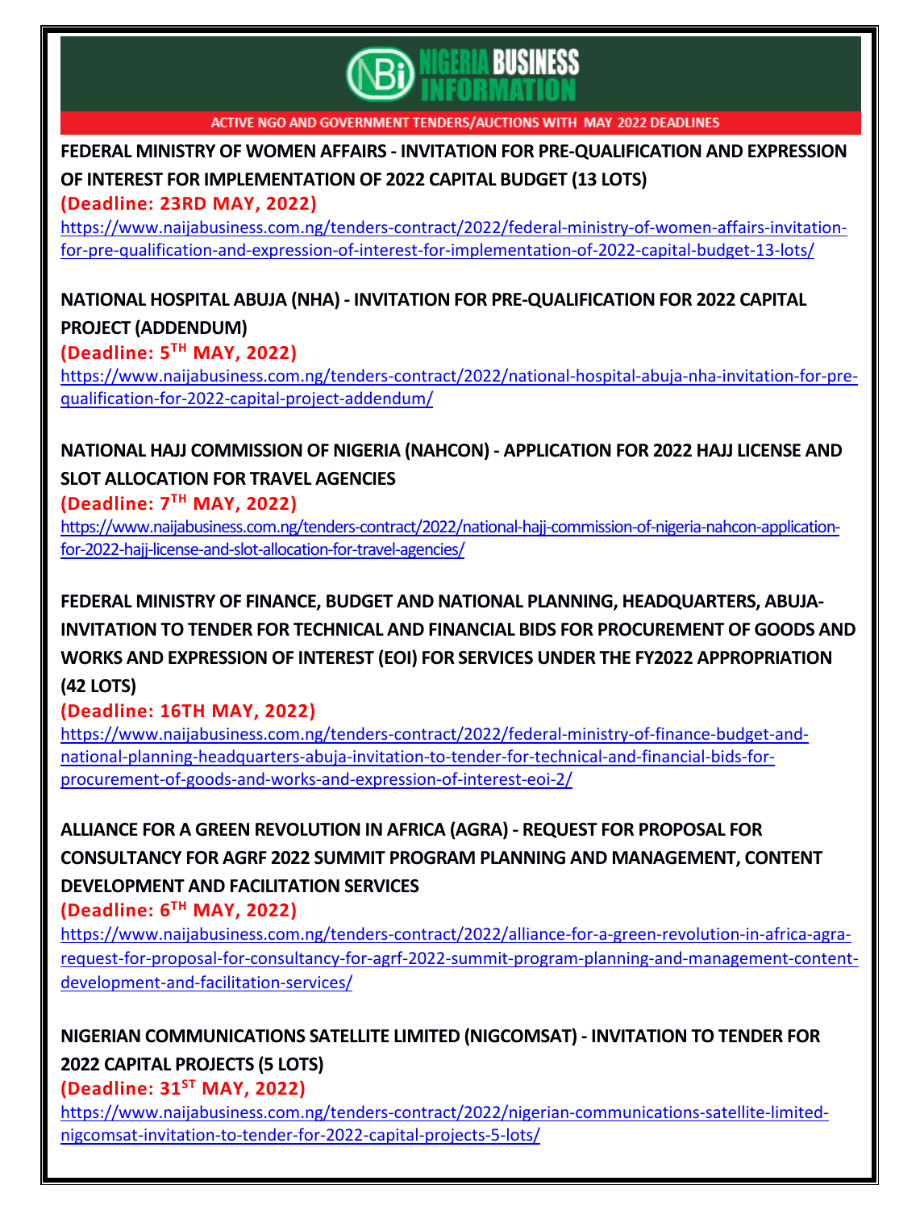**NIGERIA BUSINESS INFORMATION**

ACTIVE NGO AND GOVERNMENT TENDERS/AUCTIONS WITH MAY 2022 DEADLINES

**FEDERAL MINISTRY OF WOMEN AFFAIRS - INVITATION FOR PRE-QUALIFICATION AND EXPRESSION OF INTEREST FOR IMPLEMENTATION OF 2022 CAPITAL BUDGET (13 LOTS)**

**(Deadline: 23RD MAY, 2022)**

https://www.naijabusiness.com.ng/tenders-contract/2022/federal-ministry-of-women-affairs-invitation-for-pre-qualification-and-expression-of-interest-for-implementation-of-2022-capital-budget-13-lots/

**NATIONAL HOSPITAL ABUJA (NHA) - INVITATION FOR PRE-QUALIFICATION FOR 2022 CAPITAL PROJECT (ADDENDUM)**

**(Deadline: 5TH MAY, 2022)**

https://www.naijabusiness.com.ng/tenders-contract/2022/national-hospital-abuja-nha-invitation-for-pre-qualification-for-2022-capital-project-addendum/

**NATIONAL HAJJ COMMISSION OF NIGERIA (NAHCON) - APPLICATION FOR 2022 HAJJ LICENSE AND SLOT ALLOCATION FOR TRAVEL AGENCIES**

**(Deadline: 7TH MAY, 2022)**

https://www.naijabusiness.com.ng/tenders-contract/2022/national-hajj-commission-of-nigeria-nahcon-application-for-2022-hajj-license-and-slot-allocation-for-travel-agencies/

**FEDERAL MINISTRY OF FINANCE, BUDGET AND NATIONAL PLANNING, HEADQUARTERS, ABUJA-INVITATION TO TENDER FOR TECHNICAL AND FINANCIAL BIDS FOR PROCUREMENT OF GOODS AND WORKS AND EXPRESSION OF INTEREST (EOI) FOR SERVICES UNDER THE FY2022 APPROPRIATION (42 LOTS)**

**(Deadline: 16TH MAY, 2022)**

https://www.naijabusiness.com.ng/tenders-contract/2022/federal-ministry-of-finance-budget-and-national-planning-headquarters-abuja-invitation-to-tender-for-technical-and-financial-bids-for-procurement-of-goods-and-works-and-expression-of-interest-eoi-2/

**ALLIANCE FOR A GREEN REVOLUTION IN AFRICA (AGRA) - REQUEST FOR PROPOSAL FOR CONSULTANCY FOR AGRF 2022 SUMMIT PROGRAM PLANNING AND MANAGEMENT, CONTENT DEVELOPMENT AND FACILITATION SERVICES**

**(Deadline: 6TH MAY, 2022)**

https://www.naijabusiness.com.ng/tenders-contract/2022/alliance-for-a-green-revolution-in-africa-agra-request-for-proposal-for-consultancy-for-agrf-2022-summit-program-planning-and-management-content-development-and-facilitation-services/

**NIGERIAN COMMUNICATIONS SATELLITE LIMITED (NIGCOMSAT) - INVITATION TO TENDER FOR 2022 CAPITAL PROJECTS (5 LOTS)**

**(Deadline: 31ST MAY, 2022)**

https://www.naijabusiness.com.ng/tenders-contract/2022/nigerian-communications-satellite-limited-nigcomsat-invitation-to-tender-for-2022-capital-projects-5-lots/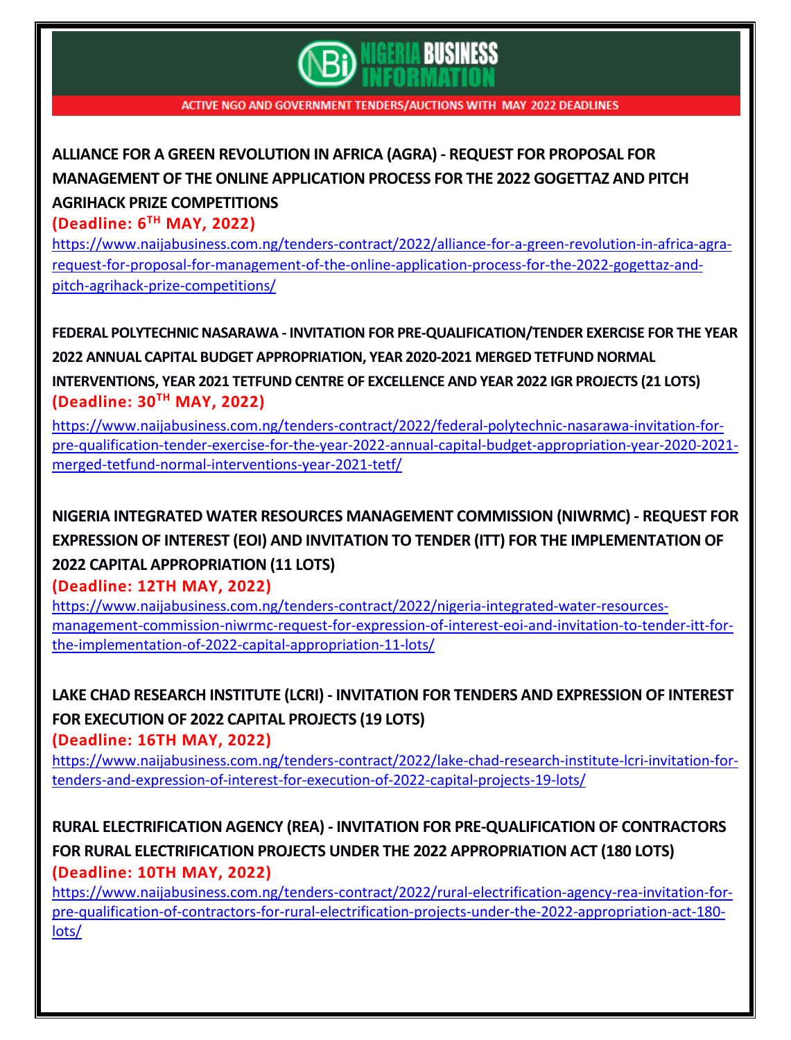ACTIVE NGO AND GOVERNMENT TENDERS/AUCTIONS WITH MAY 2022 DEADLINES

**ALLIANCE FOR A GREEN REVOLUTION IN AFRICA (AGRA) - REQUEST FOR PROPOSAL FOR MANAGEMENT OF THE ONLINE APPLICATION PROCESS FOR THE 2022 GOGETTAZ AND PITCH AGRIHACK PRIZE COMPETITIONS**

**(Deadline: 6TH MAY, 2022)**

https://www.naijabusiness.com.ng/tenders-contract/2022/alliance-for-a-green-revolution-in-africa-agra-request-for-proposal-for-management-of-the-online-application-process-for-the-2022-gogettaz-and-pitch-agrihack-prize-competitions/

**FEDERAL POLYTECHNIC NASARAWA - INVITATION FOR PRE-QUALIFICATION/TENDER EXERCISE FOR THE YEAR 2022 ANNUAL CAPITAL BUDGET APPROPRIATION, YEAR 2020-2021 MERGED TETFUND NORMAL INTERVENTIONS, YEAR 2021 TETFUND CENTRE OF EXCELLENCE AND YEAR 2022 IGR PROJECTS (21 LOTS)**

**(Deadline: 30TH MAY, 2022)**

https://www.naijabusiness.com.ng/tenders-contract/2022/federal-polytechnic-nasarawa-invitation-for-pre-qualification-tender-exercise-for-the-year-2022-annual-capital-budget-appropriation-year-2020-2021-merged-tetfund-normal-interventions-year-2021-tetf/

**NIGERIA INTEGRATED WATER RESOURCES MANAGEMENT COMMISSION (NIWRMC) - REQUEST FOR EXPRESSION OF INTEREST (EOI) AND INVITATION TO TENDER (ITT) FOR THE IMPLEMENTATION OF 2022 CAPITAL APPROPRIATION (11 LOTS)**

**(Deadline: 12TH MAY, 2022)**

https://www.naijabusiness.com.ng/tenders-contract/2022/nigeria-integrated-water-resources-management-commission-niwrmc-request-for-expression-of-interest-eoi-and-invitation-to-tender-itt-for-the-implementation-of-2022-capital-appropriation-11-lots/

**LAKE CHAD RESEARCH INSTITUTE (LCRI) - INVITATION FOR TENDERS AND EXPRESSION OF INTEREST FOR EXECUTION OF 2022 CAPITAL PROJECTS (19 LOTS)**

**(Deadline: 16TH MAY, 2022)**

https://www.naijabusiness.com.ng/tenders-contract/2022/lake-chad-research-institute-lcri-invitation-for-tenders-and-expression-of-interest-for-execution-of-2022-capital-projects-19-lots/

**RURAL ELECTRIFICATION AGENCY (REA) - INVITATION FOR PRE-QUALIFICATION OF CONTRACTORS FOR RURAL ELECTRIFICATION PROJECTS UNDER THE 2022 APPROPRIATION ACT (180 LOTS)**

**(Deadline: 10TH MAY, 2022)**

https://www.naijabusiness.com.ng/tenders-contract/2022/rural-electrification-agency-rea-invitation-for-pre-qualification-of-contractors-for-rural-electrification-projects-under-the-2022-appropriation-act-180-lots/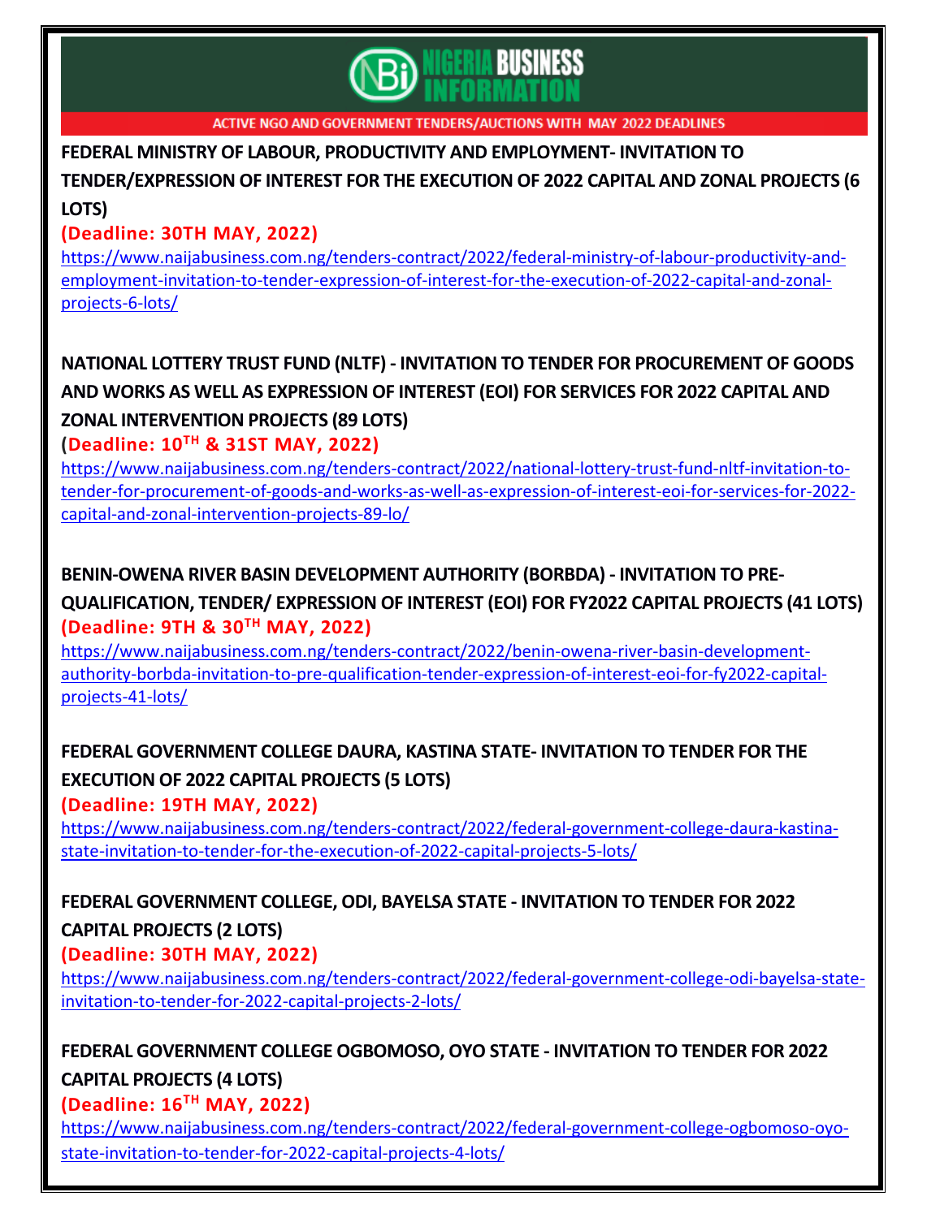**FEDERAL MINISTRY OF LABOUR, PRODUCTIVITY AND EMPLOYMENT- INVITATION TO TENDER/EXPRESSION OF INTEREST FOR THE EXECUTION OF 2022 CAPITAL AND ZONAL PROJECTS (6 LOTS)**

**(Deadline: 30TH MAY, 2022)**

https://www.naijabusiness.com.ng/tenders-contract/2022/federal-ministry-of-labour-productivity-and-employment-invitation-to-tender-expression-of-interest-for-the-execution-of-2022-capital-and-zonal-projects-6-lots/

**NATIONAL LOTTERY TRUST FUND (NLTF) - INVITATION TO TENDER FOR PROCUREMENT OF GOODS AND WORKS AS WELL AS EXPRESSION OF INTEREST (EOI) FOR SERVICES FOR 2022 CAPITAL AND ZONAL INTERVENTION PROJECTS (89 LOTS)**

**(Deadline: 10TH & 31ST MAY, 2022)**

https://www.naijabusiness.com.ng/tenders-contract/2022/national-lottery-trust-fund-nltf-invitation-to-tender-for-procurement-of-goods-and-works-as-well-as-expression-of-interest-eoi-for-services-for-2022-capital-and-zonal-intervention-projects-89-lo/

**BENIN-OWENA RIVER BASIN DEVELOPMENT AUTHORITY (BORBDA) - INVITATION TO PRE-QUALIFICATION, TENDER/ EXPRESSION OF INTEREST (EOI) FOR FY2022 CAPITAL PROJECTS (41 LOTS)**

**(Deadline: 9TH & 30TH MAY, 2022)**

https://www.naijabusiness.com.ng/tenders-contract/2022/benin-owena-river-basin-development-authority-borbda-invitation-to-pre-qualification-tender-expression-of-interest-eoi-for-fy2022-capital-projects-41-lots/

**FEDERAL GOVERNMENT COLLEGE DAURA, KASTINA STATE- INVITATION TO TENDER FOR THE EXECUTION OF 2022 CAPITAL PROJECTS (5 LOTS)**

**(Deadline: 19TH MAY, 2022)**

https://www.naijabusiness.com.ng/tenders-contract/2022/federal-government-college-daura-kastina-state-invitation-to-tender-for-the-execution-of-2022-capital-projects-5-lots/

**FEDERAL GOVERNMENT COLLEGE, ODI, BAYELSA STATE - INVITATION TO TENDER FOR 2022 CAPITAL PROJECTS (2 LOTS)**

**(Deadline: 30TH MAY, 2022)**

https://www.naijabusiness.com.ng/tenders-contract/2022/federal-government-college-odi-bayelsa-state-invitation-to-tender-for-2022-capital-projects-2-lots/

**FEDERAL GOVERNMENT COLLEGE OGBOMOSO, OYO STATE - INVITATION TO TENDER FOR 2022 CAPITAL PROJECTS (4 LOTS)**

**(Deadline: 16TH MAY, 2022)**

https://www.naijabusiness.com.ng/tenders-contract/2022/federal-government-college-ogbomoso-oyo-state-invitation-to-tender-for-2022-capital-projects-4-lots/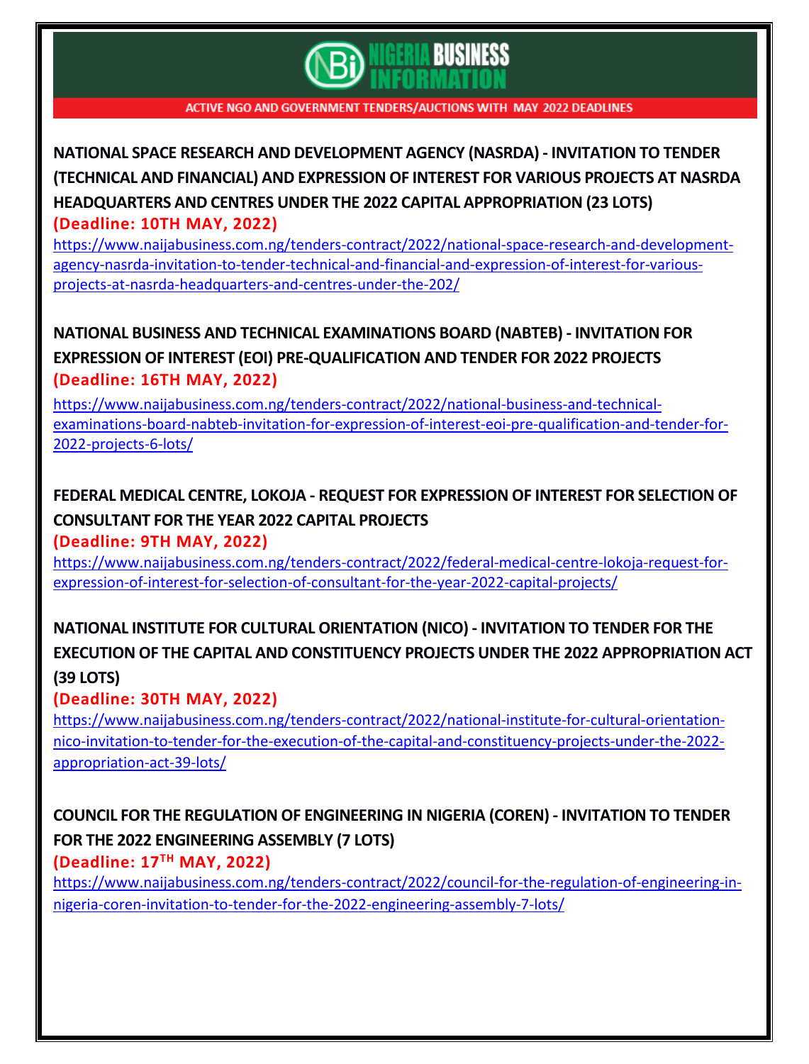**ACTIVE NGO AND GOVERNMENT TENDERS/AUCTIONS WITH MAY 2022 DEADLINES**

**NATIONAL SPACE RESEARCH AND DEVELOPMENT AGENCY (NASRDA) - INVITATION TO TENDER (TECHNICAL AND FINANCIAL) AND EXPRESSION OF INTEREST FOR VARIOUS PROJECTS AT NASRDA HEADQUARTERS AND CENTRES UNDER THE 2022 CAPITAL APPROPRIATION (23 LOTS)**
**(Deadline: 10TH MAY, 2022)**
https://www.naijabusiness.com.ng/tenders-contract/2022/national-space-research-and-development-agency-nasrda-invitation-to-tender-technical-and-financial-and-expression-of-interest-for-various-projects-at-nasrda-headquarters-and-centres-under-the-202/

**NATIONAL BUSINESS AND TECHNICAL EXAMINATIONS BOARD (NABTEB) - INVITATION FOR EXPRESSION OF INTEREST (EOI) PRE-QUALIFICATION AND TENDER FOR 2022 PROJECTS**
**(Deadline: 16TH MAY, 2022)**
https://www.naijabusiness.com.ng/tenders-contract/2022/national-business-and-technical-examinations-board-nabteb-invitation-for-expression-of-interest-eoi-pre-qualification-and-tender-for-2022-projects-6-lots/

**FEDERAL MEDICAL CENTRE, LOKOJA - REQUEST FOR EXPRESSION OF INTEREST FOR SELECTION OF CONSULTANT FOR THE YEAR 2022 CAPITAL PROJECTS**
**(Deadline: 9TH MAY, 2022)**
https://www.naijabusiness.com.ng/tenders-contract/2022/federal-medical-centre-lokoja-request-for-expression-of-interest-for-selection-of-consultant-for-the-year-2022-capital-projects/

**NATIONAL INSTITUTE FOR CULTURAL ORIENTATION (NICO) - INVITATION TO TENDER FOR THE EXECUTION OF THE CAPITAL AND CONSTITUENCY PROJECTS UNDER THE 2022 APPROPRIATION ACT (39 LOTS)**
**(Deadline: 30TH MAY, 2022)**
https://www.naijabusiness.com.ng/tenders-contract/2022/national-institute-for-cultural-orientation-nico-invitation-to-tender-for-the-execution-of-the-capital-and-constituency-projects-under-the-2022-appropriation-act-39-lots/

**COUNCIL FOR THE REGULATION OF ENGINEERING IN NIGERIA (COREN) - INVITATION TO TENDER FOR THE 2022 ENGINEERING ASSEMBLY (7 LOTS)**
**(Deadline: 17TH MAY, 2022)**
https://www.naijabusiness.com.ng/tenders-contract/2022/council-for-the-regulation-of-engineering-in-nigeria-coren-invitation-to-tender-for-the-2022-engineering-assembly-7-lots/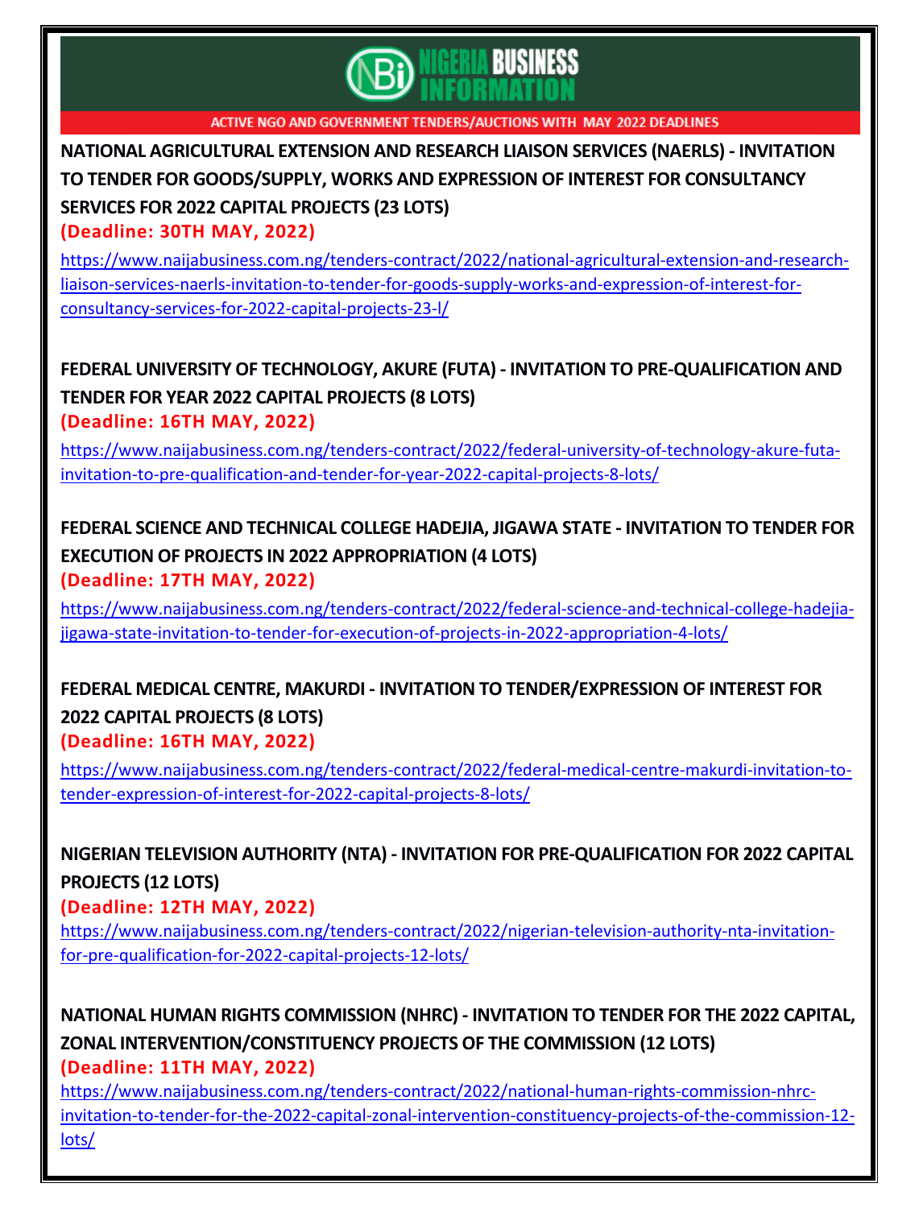ACTIVE NGO AND GOVERNMENT TENDERS/AUCTIONS WITH MAY 2022 DEADLINES

**NATIONAL AGRICULTURAL EXTENSION AND RESEARCH LIAISON SERVICES (NAERLS) - INVITATION TO TENDER FOR GOODS/SUPPLY, WORKS AND EXPRESSION OF INTEREST FOR CONSULTANCY SERVICES FOR 2022 CAPITAL PROJECTS (23 LOTS)**

**(Deadline: 30TH MAY, 2022)**

https://www.naijabusiness.com.ng/tenders-contract/2022/national-agricultural-extension-and-research-liaison-services-naerls-invitation-to-tender-for-goods-supply-works-and-expression-of-interest-for-consultancy-services-for-2022-capital-projects-23-l/

**FEDERAL UNIVERSITY OF TECHNOLOGY, AKURE (FUTA) - INVITATION TO PRE-QUALIFICATION AND TENDER FOR YEAR 2022 CAPITAL PROJECTS (8 LOTS)**

**(Deadline: 16TH MAY, 2022)**

https://www.naijabusiness.com.ng/tenders-contract/2022/federal-university-of-technology-akure-futa-invitation-to-pre-qualification-and-tender-for-year-2022-capital-projects-8-lots/

**FEDERAL SCIENCE AND TECHNICAL COLLEGE HADEJIA, JIGAWA STATE - INVITATION TO TENDER FOR EXECUTION OF PROJECTS IN 2022 APPROPRIATION (4 LOTS)**

**(Deadline: 17TH MAY, 2022)**

https://www.naijabusiness.com.ng/tenders-contract/2022/federal-science-and-technical-college-hadejia-jigawa-state-invitation-to-tender-for-execution-of-projects-in-2022-appropriation-4-lots/

**FEDERAL MEDICAL CENTRE, MAKURDI - INVITATION TO TENDER/EXPRESSION OF INTEREST FOR 2022 CAPITAL PROJECTS (8 LOTS)**

**(Deadline: 16TH MAY, 2022)**

https://www.naijabusiness.com.ng/tenders-contract/2022/federal-medical-centre-makurdi-invitation-to-tender-expression-of-interest-for-2022-capital-projects-8-lots/

**NIGERIAN TELEVISION AUTHORITY (NTA) - INVITATION FOR PRE-QUALIFICATION FOR 2022 CAPITAL PROJECTS (12 LOTS)**

**(Deadline: 12TH MAY, 2022)**

https://www.naijabusiness.com.ng/tenders-contract/2022/nigerian-television-authority-nta-invitation-for-pre-qualification-for-2022-capital-projects-12-lots/

**NATIONAL HUMAN RIGHTS COMMISSION (NHRC) - INVITATION TO TENDER FOR THE 2022 CAPITAL, ZONAL INTERVENTION/CONSTITUENCY PROJECTS OF THE COMMISSION (12 LOTS)**

**(Deadline: 11TH MAY, 2022)**

https://www.naijabusiness.com.ng/tenders-contract/2022/national-human-rights-commission-nhrc-invitation-to-tender-for-the-2022-capital-zonal-intervention-constituency-projects-of-the-commission-12-lots/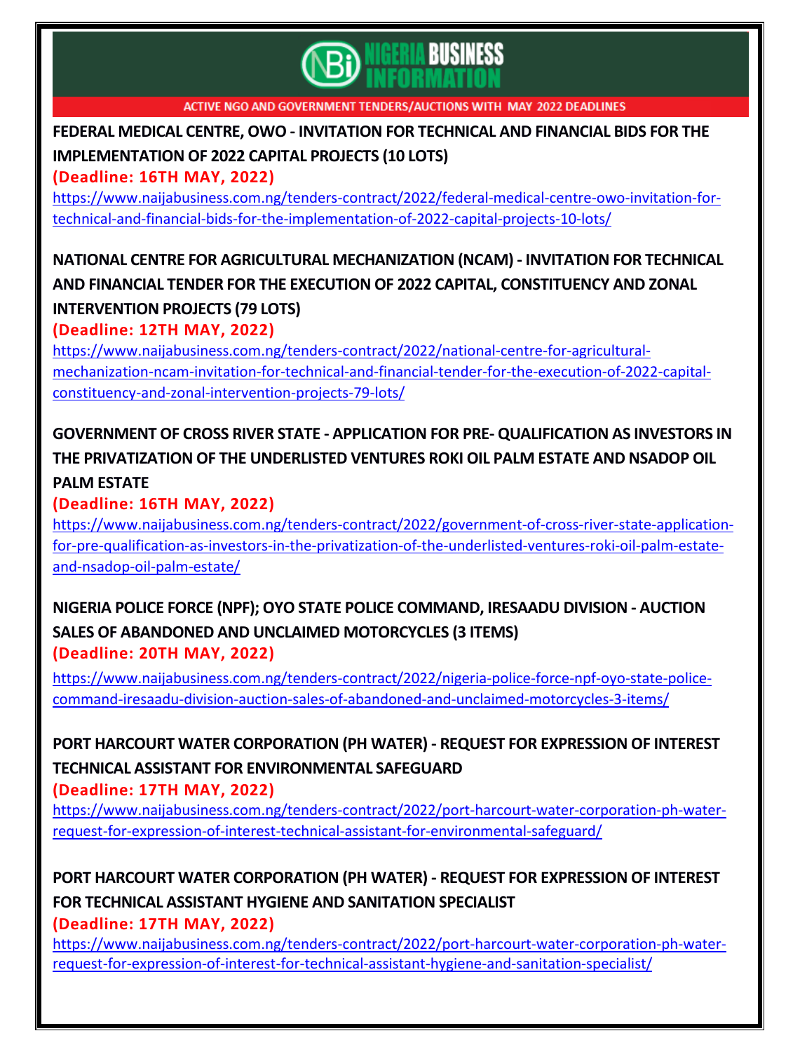ACTIVE NGO AND GOVERNMENT TENDERS/AUCTIONS WITH MAY 2022 DEADLINES

**FEDERAL MEDICAL CENTRE, OWO - INVITATION FOR TECHNICAL AND FINANCIAL BIDS FOR THE IMPLEMENTATION OF 2022 CAPITAL PROJECTS (10 LOTS)**

**(Deadline: 16TH MAY, 2022)**

https://www.naijabusiness.com.ng/tenders-contract/2022/federal-medical-centre-owo-invitation-for-technical-and-financial-bids-for-the-implementation-of-2022-capital-projects-10-lots/

**NATIONAL CENTRE FOR AGRICULTURAL MECHANIZATION (NCAM) - INVITATION FOR TECHNICAL AND FINANCIAL TENDER FOR THE EXECUTION OF 2022 CAPITAL, CONSTITUENCY AND ZONAL INTERVENTION PROJECTS (79 LOTS)**

**(Deadline: 12TH MAY, 2022)**

https://www.naijabusiness.com.ng/tenders-contract/2022/national-centre-for-agricultural-mechanization-ncam-invitation-for-technical-and-financial-tender-for-the-execution-of-2022-capital-constituency-and-zonal-intervention-projects-79-lots/

**GOVERNMENT OF CROSS RIVER STATE - APPLICATION FOR PRE- QUALIFICATION AS INVESTORS IN THE PRIVATIZATION OF THE UNDERLISTED VENTURES ROKI OIL PALM ESTATE AND NSADOP OIL PALM ESTATE**

**(Deadline: 16TH MAY, 2022)**

https://www.naijabusiness.com.ng/tenders-contract/2022/government-of-cross-river-state-application-for-pre-qualification-as-investors-in-the-privatization-of-the-underlisted-ventures-roki-oil-palm-estate-and-nsadop-oil-palm-estate/

**NIGERIA POLICE FORCE (NPF); OYO STATE POLICE COMMAND, IRESAADU DIVISION - AUCTION SALES OF ABANDONED AND UNCLAIMED MOTORCYCLES (3 ITEMS)**

**(Deadline: 20TH MAY, 2022)**

https://www.naijabusiness.com.ng/tenders-contract/2022/nigeria-police-force-npf-oyo-state-police-command-iresaadu-division-auction-sales-of-abandoned-and-unclaimed-motorcycles-3-items/

**PORT HARCOURT WATER CORPORATION (PH WATER) - REQUEST FOR EXPRESSION OF INTEREST TECHNICAL ASSISTANT FOR ENVIRONMENTAL SAFEGUARD**

**(Deadline: 17TH MAY, 2022)**

https://www.naijabusiness.com.ng/tenders-contract/2022/port-harcourt-water-corporation-ph-water-request-for-expression-of-interest-technical-assistant-for-environmental-safeguard/

**PORT HARCOURT WATER CORPORATION (PH WATER) - REQUEST FOR EXPRESSION OF INTEREST FOR TECHNICAL ASSISTANT HYGIENE AND SANITATION SPECIALIST**

**(Deadline: 17TH MAY, 2022)**

https://www.naijabusiness.com.ng/tenders-contract/2022/port-harcourt-water-corporation-ph-water-request-for-expression-of-interest-for-technical-assistant-hygiene-and-sanitation-specialist/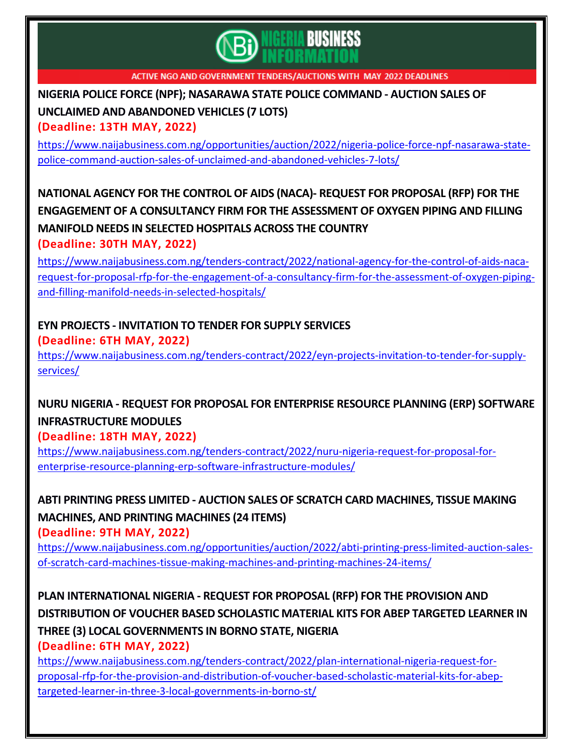ACTIVE NGO AND GOVERNMENT TENDERS/AUCTIONS WITH MAY 2022 DEADLINES

**NIGERIA POLICE FORCE (NPF); NASARAWA STATE POLICE COMMAND - AUCTION SALES OF UNCLAIMED AND ABANDONED VEHICLES (7 LOTS)**

**(Deadline: 13TH MAY, 2022)**

https://www.naijabusiness.com.ng/opportunities/auction/2022/nigeria-police-force-npf-nasarawa-state-police-command-auction-sales-of-unclaimed-and-abandoned-vehicles-7-lots/

**NATIONAL AGENCY FOR THE CONTROL OF AIDS (NACA)- REQUEST FOR PROPOSAL (RFP) FOR THE ENGAGEMENT OF A CONSULTANCY FIRM FOR THE ASSESSMENT OF OXYGEN PIPING AND FILLING MANIFOLD NEEDS IN SELECTED HOSPITALS ACROSS THE COUNTRY**

**(Deadline: 30TH MAY, 2022)**

https://www.naijabusiness.com.ng/tenders-contract/2022/national-agency-for-the-control-of-aids-naca-request-for-proposal-rfp-for-the-engagement-of-a-consultancy-firm-for-the-assessment-of-oxygen-piping-and-filling-manifold-needs-in-selected-hospitals/

**EYN PROJECTS - INVITATION TO TENDER FOR SUPPLY SERVICES**

**(Deadline: 6TH MAY, 2022)**

https://www.naijabusiness.com.ng/tenders-contract/2022/eyn-projects-invitation-to-tender-for-supply-services/

**NURU NIGERIA - REQUEST FOR PROPOSAL FOR ENTERPRISE RESOURCE PLANNING (ERP) SOFTWARE INFRASTRUCTURE MODULES**

**(Deadline: 18TH MAY, 2022)**

https://www.naijabusiness.com.ng/tenders-contract/2022/nuru-nigeria-request-for-proposal-for-enterprise-resource-planning-erp-software-infrastructure-modules/

**ABTI PRINTING PRESS LIMITED - AUCTION SALES OF SCRATCH CARD MACHINES, TISSUE MAKING MACHINES, AND PRINTING MACHINES (24 ITEMS)**

**(Deadline: 9TH MAY, 2022)**

https://www.naijabusiness.com.ng/opportunities/auction/2022/abti-printing-press-limited-auction-sales-of-scratch-card-machines-tissue-making-machines-and-printing-machines-24-items/

**PLAN INTERNATIONAL NIGERIA - REQUEST FOR PROPOSAL (RFP) FOR THE PROVISION AND DISTRIBUTION OF VOUCHER BASED SCHOLASTIC MATERIAL KITS FOR ABEP TARGETED LEARNER IN THREE (3) LOCAL GOVERNMENTS IN BORNO STATE, NIGERIA**

**(Deadline: 6TH MAY, 2022)**

https://www.naijabusiness.com.ng/tenders-contract/2022/plan-international-nigeria-request-for-proposal-rfp-for-the-provision-and-distribution-of-voucher-based-scholastic-material-kits-for-abep-targeted-learner-in-three-3-local-governments-in-borno-st/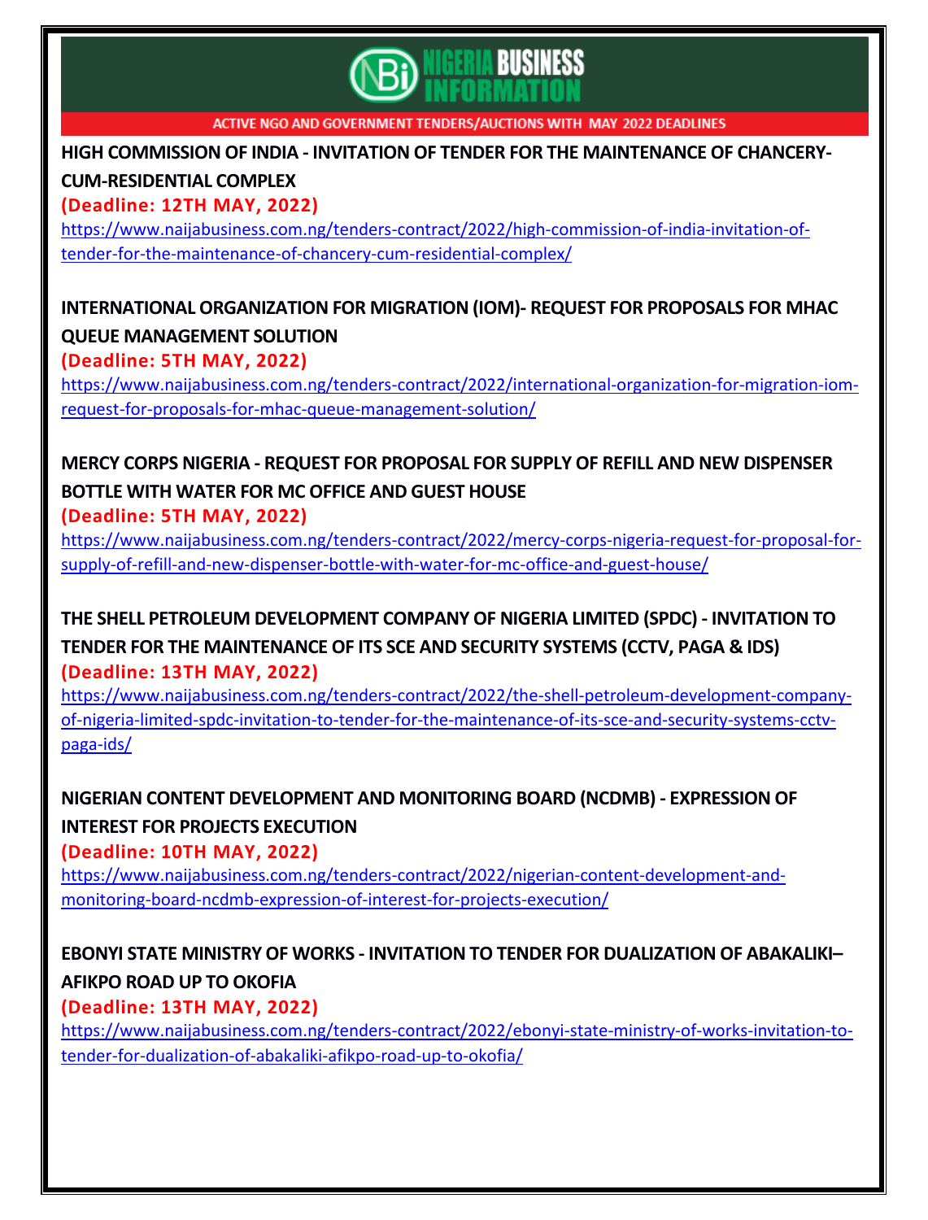**ACTIVE NGO AND GOVERNMENT TENDERS/AUCTIONS WITH MAY 2022 DEADLINES**

## HIGH COMMISSION OF INDIA - INVITATION OF TENDER FOR THE MAINTENANCE OF CHANCERY-CUM-RESIDENTIAL COMPLEX

**(Deadline: 12TH MAY, 2022)**

https://www.naijabusiness.com.ng/tenders-contract/2022/high-commission-of-india-invitation-of-tender-for-the-maintenance-of-chancery-cum-residential-complex/

## INTERNATIONAL ORGANIZATION FOR MIGRATION (IOM)- REQUEST FOR PROPOSALS FOR MHAC QUEUE MANAGEMENT SOLUTION

**(Deadline: 5TH MAY, 2022)**

https://www.naijabusiness.com.ng/tenders-contract/2022/international-organization-for-migration-iom-request-for-proposals-for-mhac-queue-management-solution/

## MERCY CORPS NIGERIA - REQUEST FOR PROPOSAL FOR SUPPLY OF REFILL AND NEW DISPENSER BOTTLE WITH WATER FOR MC OFFICE AND GUEST HOUSE

**(Deadline: 5TH MAY, 2022)**

https://www.naijabusiness.com.ng/tenders-contract/2022/mercy-corps-nigeria-request-for-proposal-for-supply-of-refill-and-new-dispenser-bottle-with-water-for-mc-office-and-guest-house/

## THE SHELL PETROLEUM DEVELOPMENT COMPANY OF NIGERIA LIMITED (SPDC) - INVITATION TO TENDER FOR THE MAINTENANCE OF ITS SCE AND SECURITY SYSTEMS (CCTV, PAGA & IDS)

**(Deadline: 13TH MAY, 2022)**

https://www.naijabusiness.com.ng/tenders-contract/2022/the-shell-petroleum-development-company-of-nigeria-limited-spdc-invitation-to-tender-for-the-maintenance-of-its-sce-and-security-systems-cctv-paga-ids/

## NIGERIAN CONTENT DEVELOPMENT AND MONITORING BOARD (NCDMB) - EXPRESSION OF INTEREST FOR PROJECTS EXECUTION

**(Deadline: 10TH MAY, 2022)**

https://www.naijabusiness.com.ng/tenders-contract/2022/nigerian-content-development-and-monitoring-board-ncdmb-expression-of-interest-for-projects-execution/

## EBONYI STATE MINISTRY OF WORKS - INVITATION TO TENDER FOR DUALIZATION OF ABAKALIKI–AFIKPO ROAD UP TO OKOFIA

**(Deadline: 13TH MAY, 2022)**

https://www.naijabusiness.com.ng/tenders-contract/2022/ebonyi-state-ministry-of-works-invitation-to-tender-for-dualization-of-abakaliki-afikpo-road-up-to-okofia/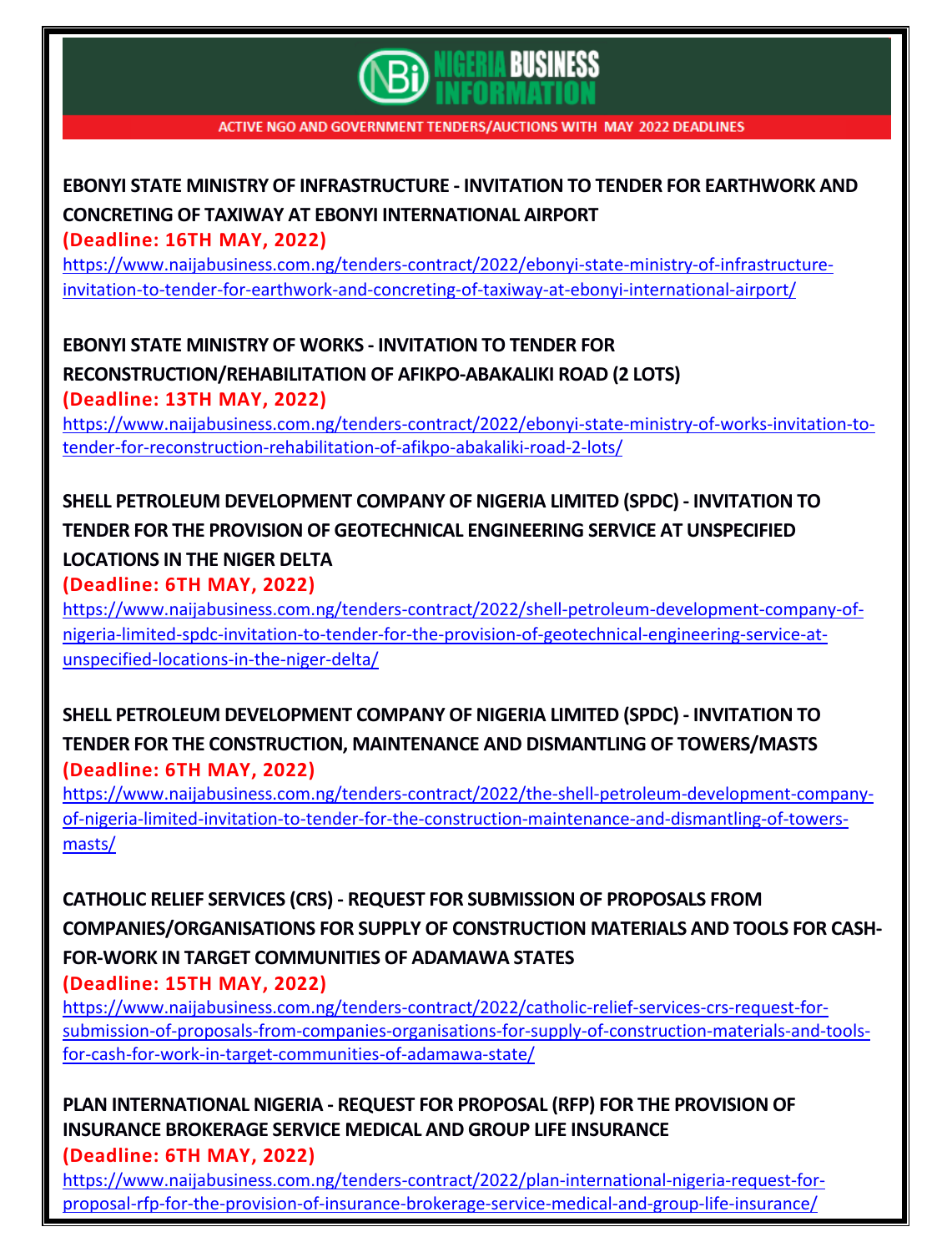ACTIVE NGO AND GOVERNMENT TENDERS/AUCTIONS WITH MAY 2022 DEADLINES

**EBONYI STATE MINISTRY OF INFRASTRUCTURE - INVITATION TO TENDER FOR EARTHWORK AND CONCRETING OF TAXIWAY AT EBONYI INTERNATIONAL AIRPORT**
**(Deadline: 16TH MAY, 2022)**
https://www.naijabusiness.com.ng/tenders-contract/2022/ebonyi-state-ministry-of-infrastructure-invitation-to-tender-for-earthwork-and-concreting-of-taxiway-at-ebonyi-international-airport/

**EBONYI STATE MINISTRY OF WORKS - INVITATION TO TENDER FOR RECONSTRUCTION/REHABILITATION OF AFIKPO-ABAKALIKI ROAD (2 LOTS)**
**(Deadline: 13TH MAY, 2022)**
https://www.naijabusiness.com.ng/tenders-contract/2022/ebonyi-state-ministry-of-works-invitation-to-tender-for-reconstruction-rehabilitation-of-afikpo-abakaliki-road-2-lots/

**SHELL PETROLEUM DEVELOPMENT COMPANY OF NIGERIA LIMITED (SPDC) - INVITATION TO TENDER FOR THE PROVISION OF GEOTECHNICAL ENGINEERING SERVICE AT UNSPECIFIED LOCATIONS IN THE NIGER DELTA**
**(Deadline: 6TH MAY, 2022)**
https://www.naijabusiness.com.ng/tenders-contract/2022/shell-petroleum-development-company-of-nigeria-limited-spdc-invitation-to-tender-for-the-provision-of-geotechnical-engineering-service-at-unspecified-locations-in-the-niger-delta/

**SHELL PETROLEUM DEVELOPMENT COMPANY OF NIGERIA LIMITED (SPDC) - INVITATION TO TENDER FOR THE CONSTRUCTION, MAINTENANCE AND DISMANTLING OF TOWERS/MASTS**
**(Deadline: 6TH MAY, 2022)**
https://www.naijabusiness.com.ng/tenders-contract/2022/the-shell-petroleum-development-company-of-nigeria-limited-invitation-to-tender-for-the-construction-maintenance-and-dismantling-of-towers-masts/

**CATHOLIC RELIEF SERVICES (CRS) - REQUEST FOR SUBMISSION OF PROPOSALS FROM COMPANIES/ORGANISATIONS FOR SUPPLY OF CONSTRUCTION MATERIALS AND TOOLS FOR CASH-FOR-WORK IN TARGET COMMUNITIES OF ADAMAWA STATES**
**(Deadline: 15TH MAY, 2022)**
https://www.naijabusiness.com.ng/tenders-contract/2022/catholic-relief-services-crs-request-for-submission-of-proposals-from-companies-organisations-for-supply-of-construction-materials-and-tools-for-cash-for-work-in-target-communities-of-adamawa-state/

**PLAN INTERNATIONAL NIGERIA - REQUEST FOR PROPOSAL (RFP) FOR THE PROVISION OF INSURANCE BROKERAGE SERVICE MEDICAL AND GROUP LIFE INSURANCE**
**(Deadline: 6TH MAY, 2022)**
https://www.naijabusiness.com.ng/tenders-contract/2022/plan-international-nigeria-request-for-proposal-rfp-for-the-provision-of-insurance-brokerage-service-medical-and-group-life-insurance/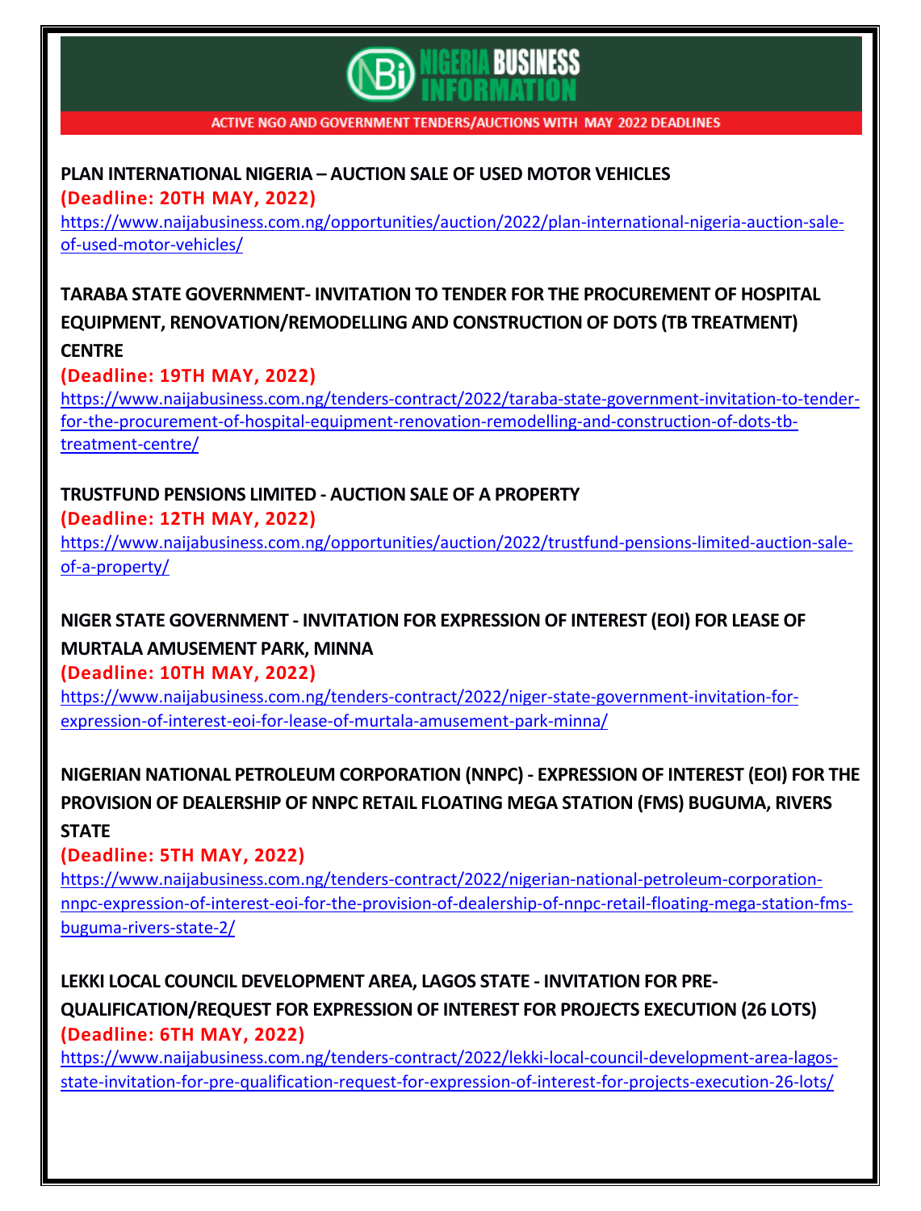NIGERIA BUSINESS INFORMATION

ACTIVE NGO AND GOVERNMENT TENDERS/AUCTIONS WITH MAY 2022 DEADLINES

**PLAN INTERNATIONAL NIGERIA – AUCTION SALE OF USED MOTOR VEHICLES**

**(Deadline: 20TH MAY, 2022)**

https://www.naijabusiness.com.ng/opportunities/auction/2022/plan-international-nigeria-auction-sale-of-used-motor-vehicles/

**TARABA STATE GOVERNMENT- INVITATION TO TENDER FOR THE PROCUREMENT OF HOSPITAL EQUIPMENT, RENOVATION/REMODELLING AND CONSTRUCTION OF DOTS (TB TREATMENT) CENTRE**

**(Deadline: 19TH MAY, 2022)**

https://www.naijabusiness.com.ng/tenders-contract/2022/taraba-state-government-invitation-to-tender-for-the-procurement-of-hospital-equipment-renovation-remodelling-and-construction-of-dots-tb-treatment-centre/

**TRUSTFUND PENSIONS LIMITED - AUCTION SALE OF A PROPERTY**

**(Deadline: 12TH MAY, 2022)**

https://www.naijabusiness.com.ng/opportunities/auction/2022/trustfund-pensions-limited-auction-sale-of-a-property/

**NIGER STATE GOVERNMENT - INVITATION FOR EXPRESSION OF INTEREST (EOI) FOR LEASE OF MURTALA AMUSEMENT PARK, MINNA**

**(Deadline: 10TH MAY, 2022)**

https://www.naijabusiness.com.ng/tenders-contract/2022/niger-state-government-invitation-for-expression-of-interest-eoi-for-lease-of-murtala-amusement-park-minna/

**NIGERIAN NATIONAL PETROLEUM CORPORATION (NNPC) - EXPRESSION OF INTEREST (EOI) FOR THE PROVISION OF DEALERSHIP OF NNPC RETAIL FLOATING MEGA STATION (FMS) BUGUMA, RIVERS STATE**

**(Deadline: 5TH MAY, 2022)**

https://www.naijabusiness.com.ng/tenders-contract/2022/nigerian-national-petroleum-corporation-nnpc-expression-of-interest-eoi-for-the-provision-of-dealership-of-nnpc-retail-floating-mega-station-fms-buguma-rivers-state-2/

**LEKKI LOCAL COUNCIL DEVELOPMENT AREA, LAGOS STATE - INVITATION FOR PRE-QUALIFICATION/REQUEST FOR EXPRESSION OF INTEREST FOR PROJECTS EXECUTION (26 LOTS)**

**(Deadline: 6TH MAY, 2022)**

https://www.naijabusiness.com.ng/tenders-contract/2022/lekki-local-council-development-area-lagos-state-invitation-for-pre-qualification-request-for-expression-of-interest-for-projects-execution-26-lots/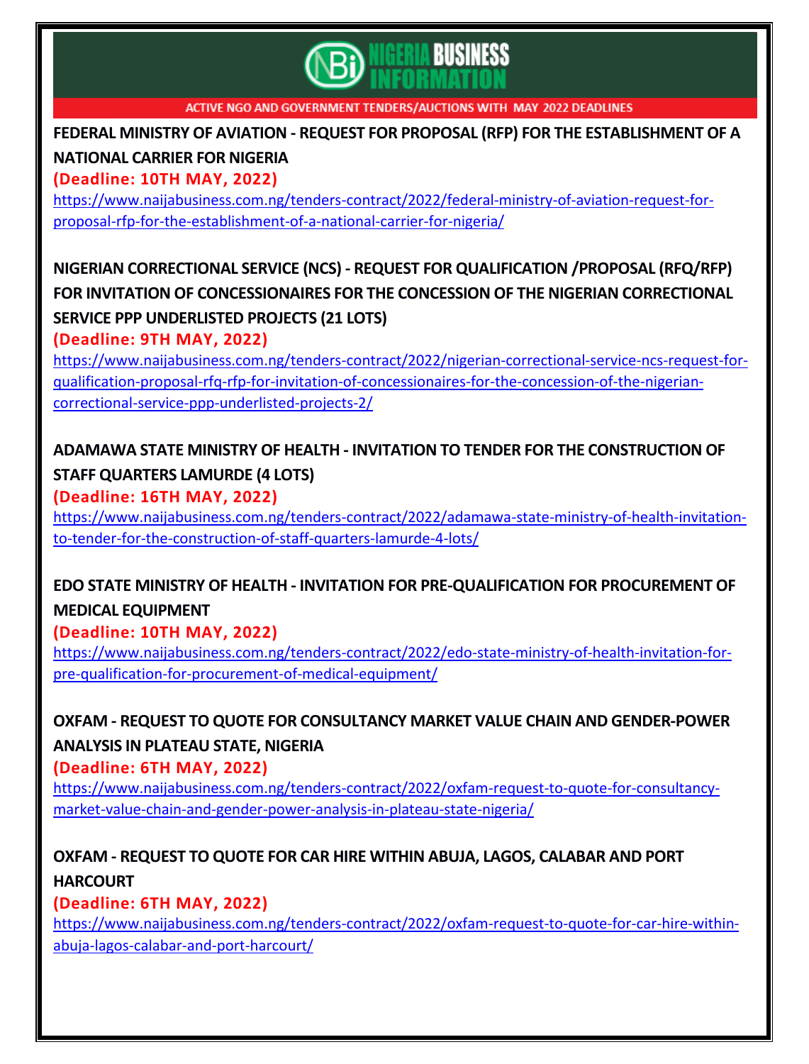NIGERIA BUSINESS INFORMATION

ACTIVE NGO AND GOVERNMENT TENDERS/AUCTIONS WITH MAY 2022 DEADLINES

**FEDERAL MINISTRY OF AVIATION - REQUEST FOR PROPOSAL (RFP) FOR THE ESTABLISHMENT OF A NATIONAL CARRIER FOR NIGERIA**

**(Deadline: 10TH MAY, 2022)**

https://www.naijabusiness.com.ng/tenders-contract/2022/federal-ministry-of-aviation-request-for-proposal-rfp-for-the-establishment-of-a-national-carrier-for-nigeria/

**NIGERIAN CORRECTIONAL SERVICE (NCS) - REQUEST FOR QUALIFICATION /PROPOSAL (RFQ/RFP) FOR INVITATION OF CONCESSIONAIRES FOR THE CONCESSION OF THE NIGERIAN CORRECTIONAL SERVICE PPP UNDERLISTED PROJECTS (21 LOTS)**

**(Deadline: 9TH MAY, 2022)**

https://www.naijabusiness.com.ng/tenders-contract/2022/nigerian-correctional-service-ncs-request-for-qualification-proposal-rfq-rfp-for-invitation-of-concessionaires-for-the-concession-of-the-nigerian-correctional-service-ppp-underlisted-projects-2/

**ADAMAWA STATE MINISTRY OF HEALTH - INVITATION TO TENDER FOR THE CONSTRUCTION OF STAFF QUARTERS LAMURDE (4 LOTS)**

**(Deadline: 16TH MAY, 2022)**

https://www.naijabusiness.com.ng/tenders-contract/2022/adamawa-state-ministry-of-health-invitation-to-tender-for-the-construction-of-staff-quarters-lamurde-4-lots/

**EDO STATE MINISTRY OF HEALTH - INVITATION FOR PRE-QUALIFICATION FOR PROCUREMENT OF MEDICAL EQUIPMENT**

**(Deadline: 10TH MAY, 2022)**

https://www.naijabusiness.com.ng/tenders-contract/2022/edo-state-ministry-of-health-invitation-for-pre-qualification-for-procurement-of-medical-equipment/

**OXFAM - REQUEST TO QUOTE FOR CONSULTANCY MARKET VALUE CHAIN AND GENDER-POWER ANALYSIS IN PLATEAU STATE, NIGERIA**

**(Deadline: 6TH MAY, 2022)**

https://www.naijabusiness.com.ng/tenders-contract/2022/oxfam-request-to-quote-for-consultancy-market-value-chain-and-gender-power-analysis-in-plateau-state-nigeria/

**OXFAM - REQUEST TO QUOTE FOR CAR HIRE WITHIN ABUJA, LAGOS, CALABAR AND PORT HARCOURT**

**(Deadline: 6TH MAY, 2022)**

https://www.naijabusiness.com.ng/tenders-contract/2022/oxfam-request-to-quote-for-car-hire-within-abuja-lagos-calabar-and-port-harcourt/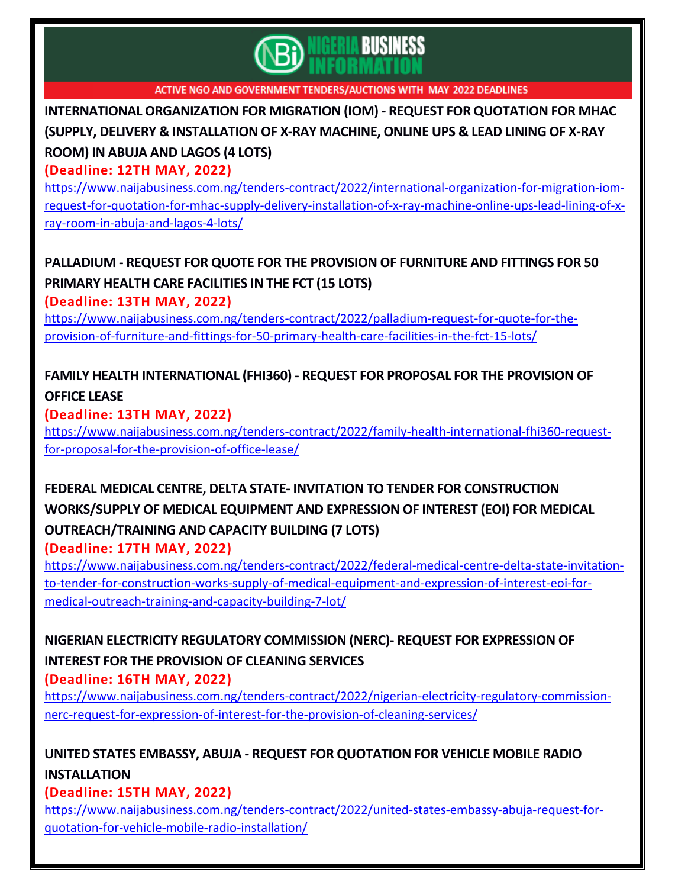NIGERIA BUSINESS INFORMATION

ACTIVE NGO AND GOVERNMENT TENDERS/AUCTIONS WITH MAY 2022 DEADLINES

**INTERNATIONAL ORGANIZATION FOR MIGRATION (IOM) - REQUEST FOR QUOTATION FOR MHAC (SUPPLY, DELIVERY & INSTALLATION OF X-RAY MACHINE, ONLINE UPS & LEAD LINING OF X-RAY ROOM) IN ABUJA AND LAGOS (4 LOTS)**

**(Deadline: 12TH MAY, 2022)**

https://www.naijabusiness.com.ng/tenders-contract/2022/international-organization-for-migration-iom-request-for-quotation-for-mhac-supply-delivery-installation-of-x-ray-machine-online-ups-lead-lining-of-x-ray-room-in-abuja-and-lagos-4-lots/

**PALLADIUM - REQUEST FOR QUOTE FOR THE PROVISION OF FURNITURE AND FITTINGS FOR 50 PRIMARY HEALTH CARE FACILITIES IN THE FCT (15 LOTS)**

**(Deadline: 13TH MAY, 2022)**

https://www.naijabusiness.com.ng/tenders-contract/2022/palladium-request-for-quote-for-the-provision-of-furniture-and-fittings-for-50-primary-health-care-facilities-in-the-fct-15-lots/

**FAMILY HEALTH INTERNATIONAL (FHI360) - REQUEST FOR PROPOSAL FOR THE PROVISION OF OFFICE LEASE**

**(Deadline: 13TH MAY, 2022)**

https://www.naijabusiness.com.ng/tenders-contract/2022/family-health-international-fhi360-request-for-proposal-for-the-provision-of-office-lease/

**FEDERAL MEDICAL CENTRE, DELTA STATE- INVITATION TO TENDER FOR CONSTRUCTION WORKS/SUPPLY OF MEDICAL EQUIPMENT AND EXPRESSION OF INTEREST (EOI) FOR MEDICAL OUTREACH/TRAINING AND CAPACITY BUILDING (7 LOTS)**

**(Deadline: 17TH MAY, 2022)**

https://www.naijabusiness.com.ng/tenders-contract/2022/federal-medical-centre-delta-state-invitation-to-tender-for-construction-works-supply-of-medical-equipment-and-expression-of-interest-eoi-for-medical-outreach-training-and-capacity-building-7-lot/

**NIGERIAN ELECTRICITY REGULATORY COMMISSION (NERC)- REQUEST FOR EXPRESSION OF INTEREST FOR THE PROVISION OF CLEANING SERVICES**

**(Deadline: 16TH MAY, 2022)**

https://www.naijabusiness.com.ng/tenders-contract/2022/nigerian-electricity-regulatory-commission-nerc-request-for-expression-of-interest-for-the-provision-of-cleaning-services/

**UNITED STATES EMBASSY, ABUJA - REQUEST FOR QUOTATION FOR VEHICLE MOBILE RADIO INSTALLATION**

**(Deadline: 15TH MAY, 2022)**

https://www.naijabusiness.com.ng/tenders-contract/2022/united-states-embassy-abuja-request-for-quotation-for-vehicle-mobile-radio-installation/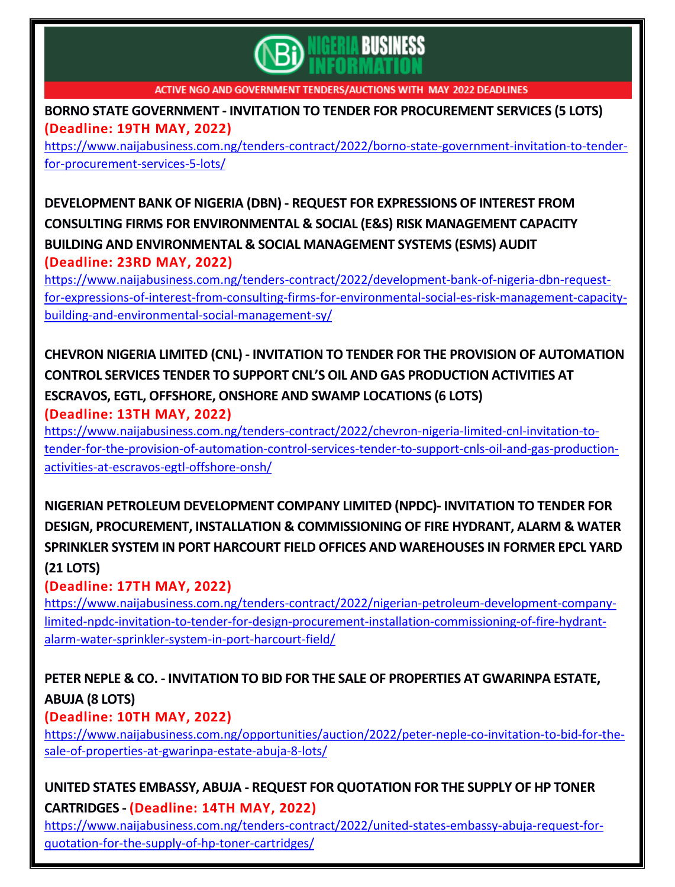NIGERIA BUSINESS INFORMATION

ACTIVE NGO AND GOVERNMENT TENDERS/AUCTIONS WITH MAY 2022 DEADLINES

**BORNO STATE GOVERNMENT - INVITATION TO TENDER FOR PROCUREMENT SERVICES (5 LOTS)**
**(Deadline: 19TH MAY, 2022)**
https://www.naijabusiness.com.ng/tenders-contract/2022/borno-state-government-invitation-to-tender-for-procurement-services-5-lots/

**DEVELOPMENT BANK OF NIGERIA (DBN) - REQUEST FOR EXPRESSIONS OF INTEREST FROM CONSULTING FIRMS FOR ENVIRONMENTAL & SOCIAL (E&S) RISK MANAGEMENT CAPACITY BUILDING AND ENVIRONMENTAL & SOCIAL MANAGEMENT SYSTEMS (ESMS) AUDIT**
**(Deadline: 23RD MAY, 2022)**
https://www.naijabusiness.com.ng/tenders-contract/2022/development-bank-of-nigeria-dbn-request-for-expressions-of-interest-from-consulting-firms-for-environmental-social-es-risk-management-capacity-building-and-environmental-social-management-sy/

**CHEVRON NIGERIA LIMITED (CNL) - INVITATION TO TENDER FOR THE PROVISION OF AUTOMATION CONTROL SERVICES TENDER TO SUPPORT CNL'S OIL AND GAS PRODUCTION ACTIVITIES AT ESCRAVOS, EGTL, OFFSHORE, ONSHORE AND SWAMP LOCATIONS (6 LOTS)**
**(Deadline: 13TH MAY, 2022)**
https://www.naijabusiness.com.ng/tenders-contract/2022/chevron-nigeria-limited-cnl-invitation-to-tender-for-the-provision-of-automation-control-services-tender-to-support-cnls-oil-and-gas-production-activities-at-escravos-egtl-offshore-onsh/

**NIGERIAN PETROLEUM DEVELOPMENT COMPANY LIMITED (NPDC)- INVITATION TO TENDER FOR DESIGN, PROCUREMENT, INSTALLATION & COMMISSIONING OF FIRE HYDRANT, ALARM & WATER SPRINKLER SYSTEM IN PORT HARCOURT FIELD OFFICES AND WAREHOUSES IN FORMER EPCL YARD (21 LOTS)**
**(Deadline: 17TH MAY, 2022)**
https://www.naijabusiness.com.ng/tenders-contract/2022/nigerian-petroleum-development-company-limited-npdc-invitation-to-tender-for-design-procurement-installation-commissioning-of-fire-hydrant-alarm-water-sprinkler-system-in-port-harcourt-field/

**PETER NEPLE & CO. - INVITATION TO BID FOR THE SALE OF PROPERTIES AT GWARINPA ESTATE, ABUJA (8 LOTS)**
**(Deadline: 10TH MAY, 2022)**
https://www.naijabusiness.com.ng/opportunities/auction/2022/peter-neple-co-invitation-to-bid-for-the-sale-of-properties-at-gwarinpa-estate-abuja-8-lots/

**UNITED STATES EMBASSY, ABUJA - REQUEST FOR QUOTATION FOR THE SUPPLY OF HP TONER CARTRIDGES - (Deadline: 14TH MAY, 2022)**
https://www.naijabusiness.com.ng/tenders-contract/2022/united-states-embassy-abuja-request-for-quotation-for-the-supply-of-hp-toner-cartridges/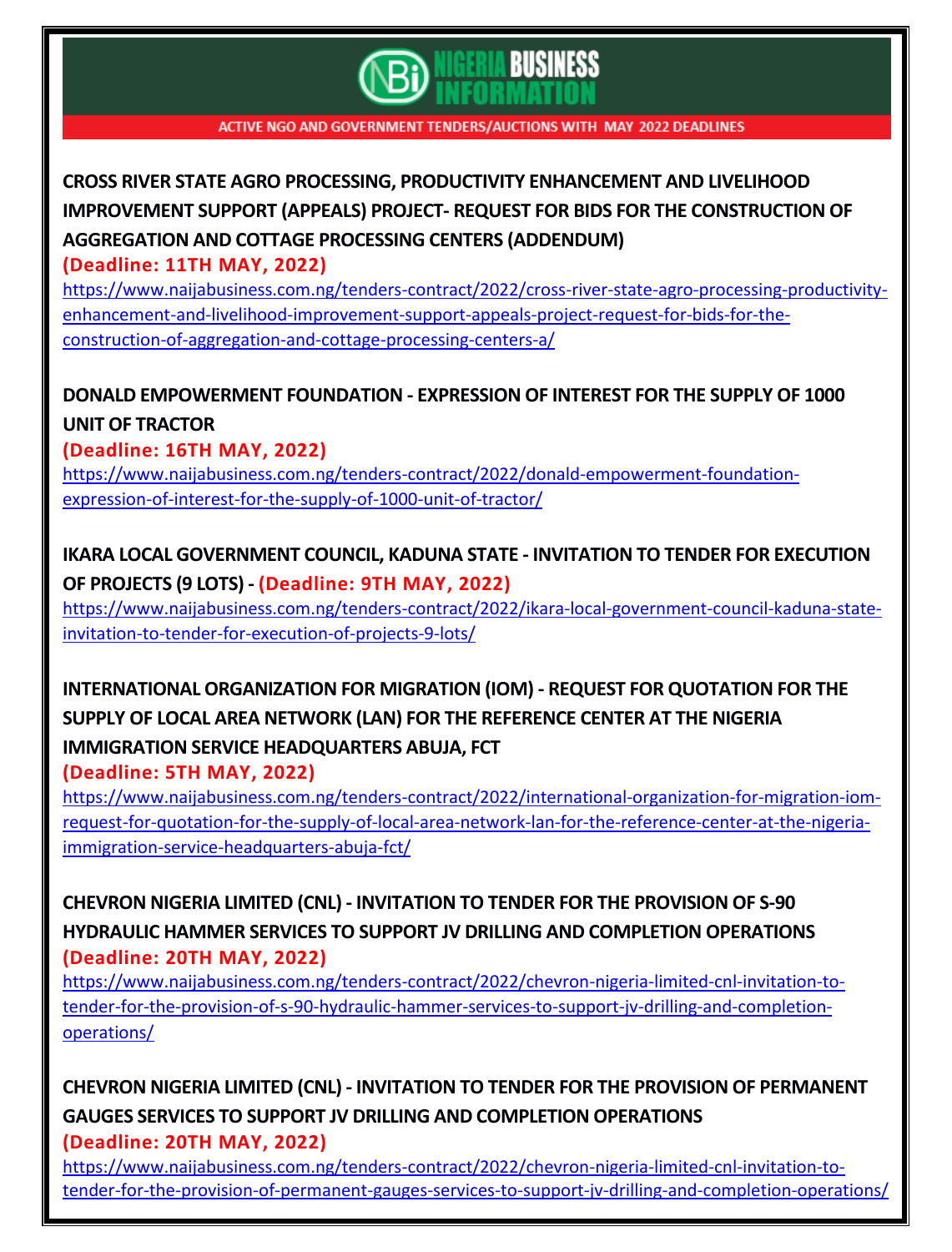ACTIVE NGO AND GOVERNMENT TENDERS/AUCTIONS WITH MAY 2022 DEADLINES

**CROSS RIVER STATE AGRO PROCESSING, PRODUCTIVITY ENHANCEMENT AND LIVELIHOOD IMPROVEMENT SUPPORT (APPEALS) PROJECT- REQUEST FOR BIDS FOR THE CONSTRUCTION OF AGGREGATION AND COTTAGE PROCESSING CENTERS (ADDENDUM)**

**(Deadline: 11TH MAY, 2022)**

https://www.naijabusiness.com.ng/tenders-contract/2022/cross-river-state-agro-processing-productivity-enhancement-and-livelihood-improvement-support-appeals-project-request-for-bids-for-the-construction-of-aggregation-and-cottage-processing-centers-a/

**DONALD EMPOWERMENT FOUNDATION - EXPRESSION OF INTEREST FOR THE SUPPLY OF 1000 UNIT OF TRACTOR**

**(Deadline: 16TH MAY, 2022)**

https://www.naijabusiness.com.ng/tenders-contract/2022/donald-empowerment-foundation-expression-of-interest-for-the-supply-of-1000-unit-of-tractor/

**IKARA LOCAL GOVERNMENT COUNCIL, KADUNA STATE - INVITATION TO TENDER FOR EXECUTION OF PROJECTS (9 LOTS) - (Deadline: 9TH MAY, 2022)**

https://www.naijabusiness.com.ng/tenders-contract/2022/ikara-local-government-council-kaduna-state-invitation-to-tender-for-execution-of-projects-9-lots/

**INTERNATIONAL ORGANIZATION FOR MIGRATION (IOM) - REQUEST FOR QUOTATION FOR THE SUPPLY OF LOCAL AREA NETWORK (LAN) FOR THE REFERENCE CENTER AT THE NIGERIA IMMIGRATION SERVICE HEADQUARTERS ABUJA, FCT**

**(Deadline: 5TH MAY, 2022)**

https://www.naijabusiness.com.ng/tenders-contract/2022/international-organization-for-migration-iom-request-for-quotation-for-the-supply-of-local-area-network-lan-for-the-reference-center-at-the-nigeria-immigration-service-headquarters-abuja-fct/

**CHEVRON NIGERIA LIMITED (CNL) - INVITATION TO TENDER FOR THE PROVISION OF S-90 HYDRAULIC HAMMER SERVICES TO SUPPORT JV DRILLING AND COMPLETION OPERATIONS**

**(Deadline: 20TH MAY, 2022)**

https://www.naijabusiness.com.ng/tenders-contract/2022/chevron-nigeria-limited-cnl-invitation-to-tender-for-the-provision-of-s-90-hydraulic-hammer-services-to-support-jv-drilling-and-completion-operations/

**CHEVRON NIGERIA LIMITED (CNL) - INVITATION TO TENDER FOR THE PROVISION OF PERMANENT GAUGES SERVICES TO SUPPORT JV DRILLING AND COMPLETION OPERATIONS**

**(Deadline: 20TH MAY, 2022)**

https://www.naijabusiness.com.ng/tenders-contract/2022/chevron-nigeria-limited-cnl-invitation-to-tender-for-the-provision-of-permanent-gauges-services-to-support-jv-drilling-and-completion-operations/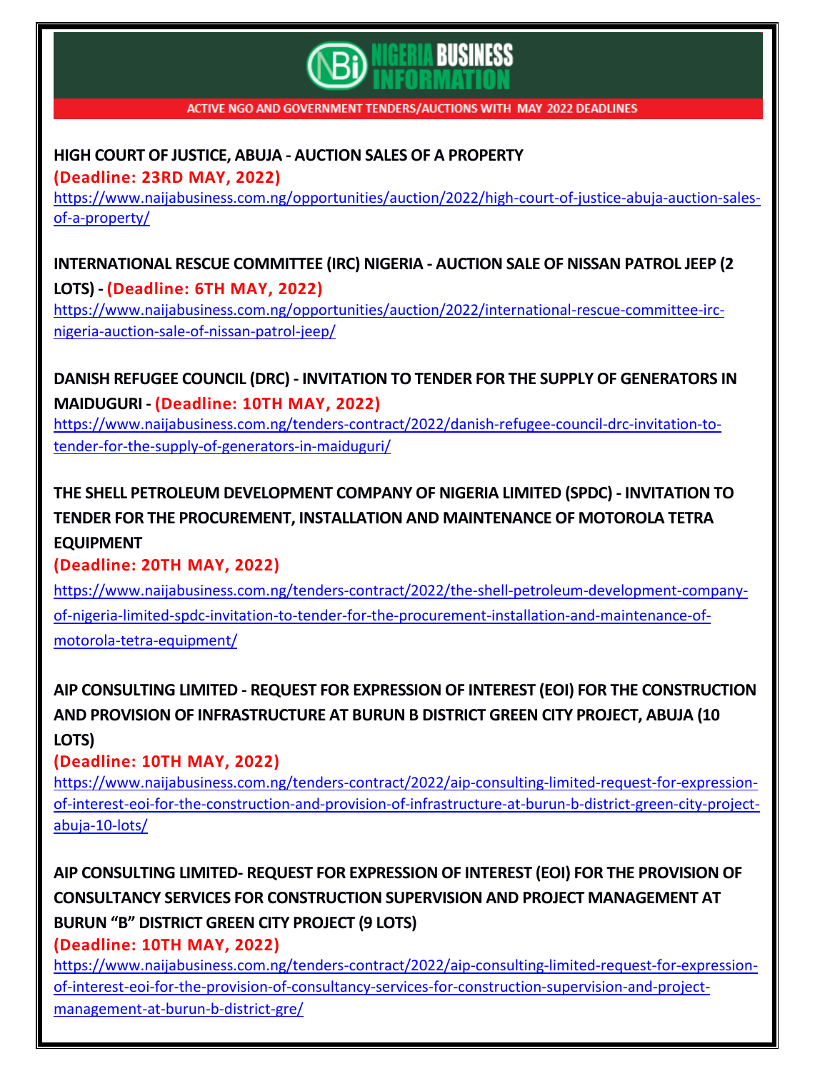NIGERIA BUSINESS INFORMATION

ACTIVE NGO AND GOVERNMENT TENDERS/AUCTIONS WITH MAY 2022 DEADLINES

**HIGH COURT OF JUSTICE, ABUJA - AUCTION SALES OF A PROPERTY**
**(Deadline: 23RD MAY, 2022)**
https://www.naijabusiness.com.ng/opportunities/auction/2022/high-court-of-justice-abuja-auction-sales-of-a-property/

**INTERNATIONAL RESCUE COMMITTEE (IRC) NIGERIA - AUCTION SALE OF NISSAN PATROL JEEP (2 LOTS) - (Deadline: 6TH MAY, 2022)**
https://www.naijabusiness.com.ng/opportunities/auction/2022/international-rescue-committee-irc-nigeria-auction-sale-of-nissan-patrol-jeep/

**DANISH REFUGEE COUNCIL (DRC) - INVITATION TO TENDER FOR THE SUPPLY OF GENERATORS IN MAIDUGURI - (Deadline: 10TH MAY, 2022)**
https://www.naijabusiness.com.ng/tenders-contract/2022/danish-refugee-council-drc-invitation-to-tender-for-the-supply-of-generators-in-maiduguri/

**THE SHELL PETROLEUM DEVELOPMENT COMPANY OF NIGERIA LIMITED (SPDC) - INVITATION TO TENDER FOR THE PROCUREMENT, INSTALLATION AND MAINTENANCE OF MOTOROLA TETRA EQUIPMENT**
**(Deadline: 20TH MAY, 2022)**
https://www.naijabusiness.com.ng/tenders-contract/2022/the-shell-petroleum-development-company-of-nigeria-limited-spdc-invitation-to-tender-for-the-procurement-installation-and-maintenance-of-motorola-tetra-equipment/

**AIP CONSULTING LIMITED - REQUEST FOR EXPRESSION OF INTEREST (EOI) FOR THE CONSTRUCTION AND PROVISION OF INFRASTRUCTURE AT BURUN B DISTRICT GREEN CITY PROJECT, ABUJA (10 LOTS)**
**(Deadline: 10TH MAY, 2022)**
https://www.naijabusiness.com.ng/tenders-contract/2022/aip-consulting-limited-request-for-expression-of-interest-eoi-for-the-construction-and-provision-of-infrastructure-at-burun-b-district-green-city-project-abuja-10-lots/

**AIP CONSULTING LIMITED- REQUEST FOR EXPRESSION OF INTEREST (EOI) FOR THE PROVISION OF CONSULTANCY SERVICES FOR CONSTRUCTION SUPERVISION AND PROJECT MANAGEMENT AT BURUN "B" DISTRICT GREEN CITY PROJECT (9 LOTS)**
**(Deadline: 10TH MAY, 2022)**
https://www.naijabusiness.com.ng/tenders-contract/2022/aip-consulting-limited-request-for-expression-of-interest-eoi-for-the-provision-of-consultancy-services-for-construction-supervision-and-project-management-at-burun-b-district-gre/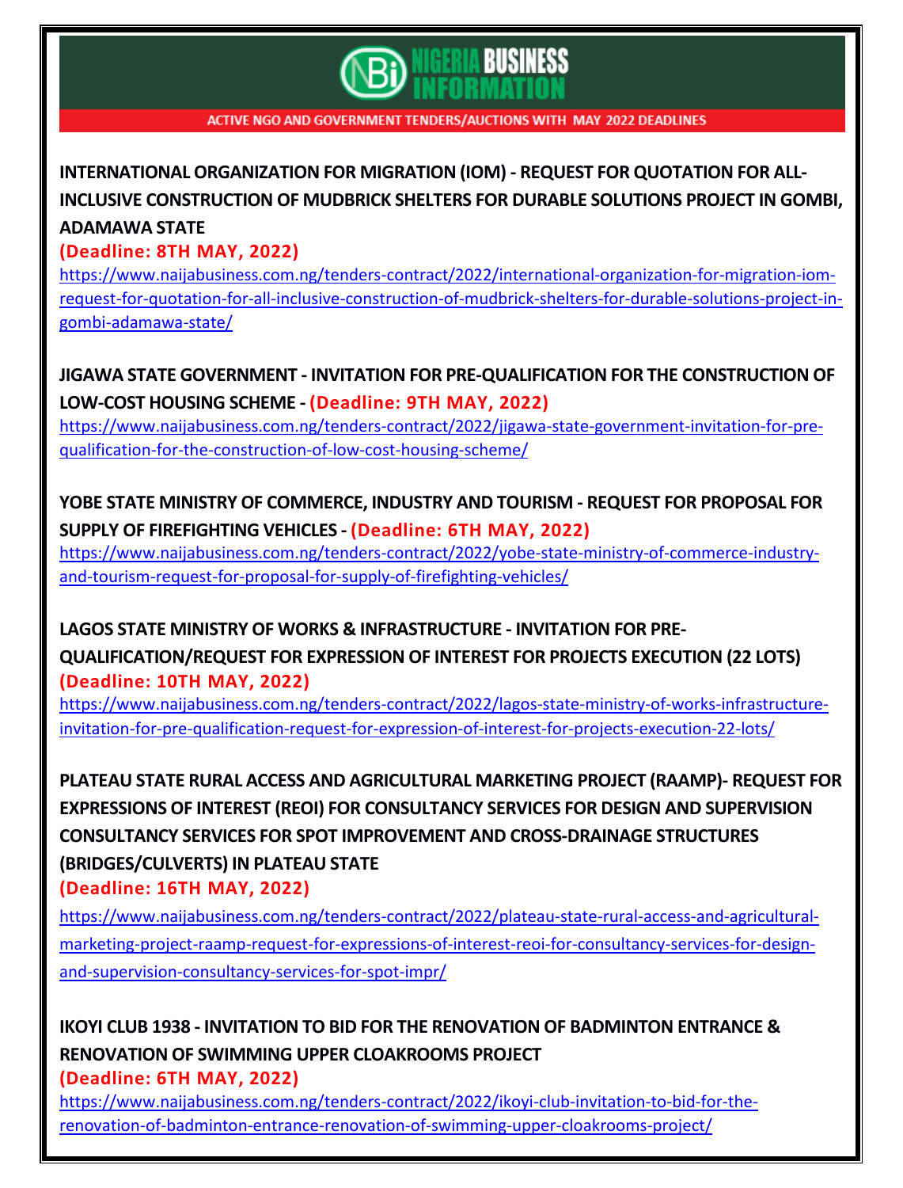**ACTIVE NGO AND GOVERNMENT TENDERS/AUCTIONS WITH MAY 2022 DEADLINES**

**INTERNATIONAL ORGANIZATION FOR MIGRATION (IOM) - REQUEST FOR QUOTATION FOR ALL-INCLUSIVE CONSTRUCTION OF MUDBRICK SHELTERS FOR DURABLE SOLUTIONS PROJECT IN GOMBI, ADAMAWA STATE**

**(Deadline: 8TH MAY, 2022)**

https://www.naijabusiness.com.ng/tenders-contract/2022/international-organization-for-migration-iom-request-for-quotation-for-all-inclusive-construction-of-mudbrick-shelters-for-durable-solutions-project-in-gombi-adamawa-state/

**JIGAWA STATE GOVERNMENT - INVITATION FOR PRE-QUALIFICATION FOR THE CONSTRUCTION OF LOW-COST HOUSING SCHEME - (Deadline: 9TH MAY, 2022)**

https://www.naijabusiness.com.ng/tenders-contract/2022/jigawa-state-government-invitation-for-pre-qualification-for-the-construction-of-low-cost-housing-scheme/

**YOBE STATE MINISTRY OF COMMERCE, INDUSTRY AND TOURISM - REQUEST FOR PROPOSAL FOR SUPPLY OF FIREFIGHTING VEHICLES - (Deadline: 6TH MAY, 2022)**

https://www.naijabusiness.com.ng/tenders-contract/2022/yobe-state-ministry-of-commerce-industry-and-tourism-request-for-proposal-for-supply-of-firefighting-vehicles/

**LAGOS STATE MINISTRY OF WORKS & INFRASTRUCTURE - INVITATION FOR PRE-QUALIFICATION/REQUEST FOR EXPRESSION OF INTEREST FOR PROJECTS EXECUTION (22 LOTS)**

**(Deadline: 10TH MAY, 2022)**

https://www.naijabusiness.com.ng/tenders-contract/2022/lagos-state-ministry-of-works-infrastructure-invitation-for-pre-qualification-request-for-expression-of-interest-for-projects-execution-22-lots/

**PLATEAU STATE RURAL ACCESS AND AGRICULTURAL MARKETING PROJECT (RAAMP)- REQUEST FOR EXPRESSIONS OF INTEREST (REOI) FOR CONSULTANCY SERVICES FOR DESIGN AND SUPERVISION CONSULTANCY SERVICES FOR SPOT IMPROVEMENT AND CROSS-DRAINAGE STRUCTURES (BRIDGES/CULVERTS) IN PLATEAU STATE**

**(Deadline: 16TH MAY, 2022)**

https://www.naijabusiness.com.ng/tenders-contract/2022/plateau-state-rural-access-and-agricultural-marketing-project-raamp-request-for-expressions-of-interest-reoi-for-consultancy-services-for-design-and-supervision-consultancy-services-for-spot-impr/

**IKOYI CLUB 1938 - INVITATION TO BID FOR THE RENOVATION OF BADMINTON ENTRANCE & RENOVATION OF SWIMMING UPPER CLOAKROOMS PROJECT**

**(Deadline: 6TH MAY, 2022)**

https://www.naijabusiness.com.ng/tenders-contract/2022/ikoyi-club-invitation-to-bid-for-the-renovation-of-badminton-entrance-renovation-of-swimming-upper-cloakrooms-project/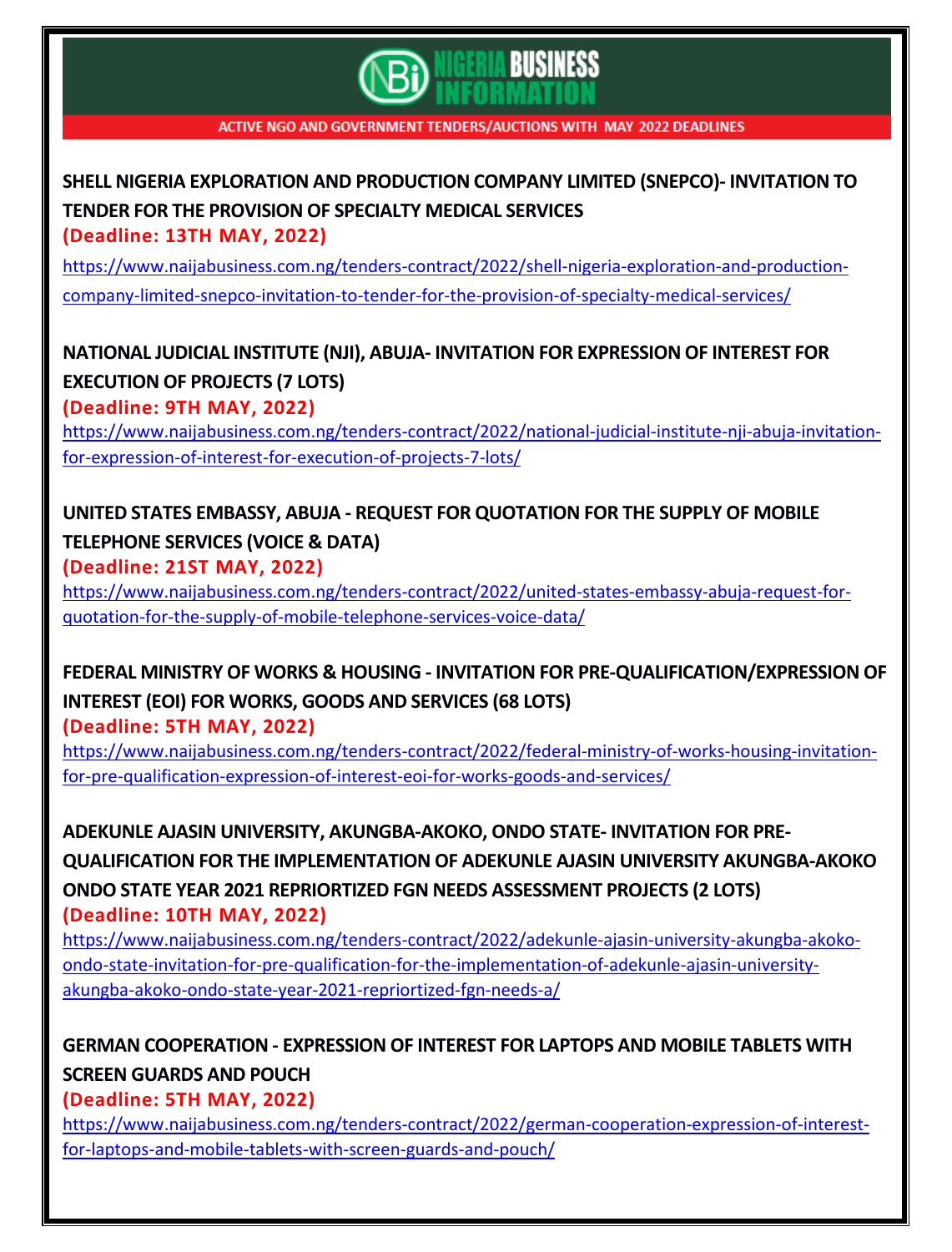ACTIVE NGO AND GOVERNMENT TENDERS/AUCTIONS WITH MAY 2022 DEADLINES

**SHELL NIGERIA EXPLORATION AND PRODUCTION COMPANY LIMITED (SNEPCO)- INVITATION TO TENDER FOR THE PROVISION OF SPECIALTY MEDICAL SERVICES**

**(Deadline: 13TH MAY, 2022)**

https://www.naijabusiness.com.ng/tenders-contract/2022/shell-nigeria-exploration-and-production-company-limited-snepco-invitation-to-tender-for-the-provision-of-specialty-medical-services/

**NATIONAL JUDICIAL INSTITUTE (NJI), ABUJA- INVITATION FOR EXPRESSION OF INTEREST FOR EXECUTION OF PROJECTS (7 LOTS)**

**(Deadline: 9TH MAY, 2022)**

https://www.naijabusiness.com.ng/tenders-contract/2022/national-judicial-institute-nji-abuja-invitation-for-expression-of-interest-for-execution-of-projects-7-lots/

**UNITED STATES EMBASSY, ABUJA - REQUEST FOR QUOTATION FOR THE SUPPLY OF MOBILE TELEPHONE SERVICES (VOICE & DATA)**

**(Deadline: 21ST MAY, 2022)**

https://www.naijabusiness.com.ng/tenders-contract/2022/united-states-embassy-abuja-request-for-quotation-for-the-supply-of-mobile-telephone-services-voice-data/

**FEDERAL MINISTRY OF WORKS & HOUSING - INVITATION FOR PRE-QUALIFICATION/EXPRESSION OF INTEREST (EOI) FOR WORKS, GOODS AND SERVICES (68 LOTS)**

**(Deadline: 5TH MAY, 2022)**

https://www.naijabusiness.com.ng/tenders-contract/2022/federal-ministry-of-works-housing-invitation-for-pre-qualification-expression-of-interest-eoi-for-works-goods-and-services/

**ADEKUNLE AJASIN UNIVERSITY, AKUNGBA-AKOKO, ONDO STATE- INVITATION FOR PRE-QUALIFICATION FOR THE IMPLEMENTATION OF ADEKUNLE AJASIN UNIVERSITY AKUNGBA-AKOKO ONDO STATE YEAR 2021 REPRIORTIZED FGN NEEDS ASSESSMENT PROJECTS (2 LOTS)**

**(Deadline: 10TH MAY, 2022)**

https://www.naijabusiness.com.ng/tenders-contract/2022/adekunle-ajasin-university-akungba-akoko-ondo-state-invitation-for-pre-qualification-for-the-implementation-of-adekunle-ajasin-university-akungba-akoko-ondo-state-year-2021-repriortized-fgn-needs-a/

**GERMAN COOPERATION - EXPRESSION OF INTEREST FOR LAPTOPS AND MOBILE TABLETS WITH SCREEN GUARDS AND POUCH**

**(Deadline: 5TH MAY, 2022)**

https://www.naijabusiness.com.ng/tenders-contract/2022/german-cooperation-expression-of-interest-for-laptops-and-mobile-tablets-with-screen-guards-and-pouch/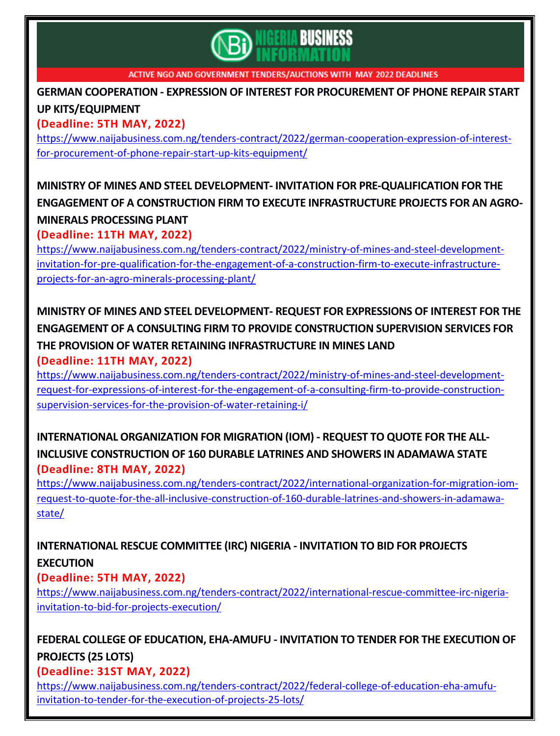NIGERIA BUSINESS INFORMATION

ACTIVE NGO AND GOVERNMENT TENDERS/AUCTIONS WITH MAY 2022 DEADLINES

**GERMAN COOPERATION - EXPRESSION OF INTEREST FOR PROCUREMENT OF PHONE REPAIR START UP KITS/EQUIPMENT**

**(Deadline: 5TH MAY, 2022)**

https://www.naijabusiness.com.ng/tenders-contract/2022/german-cooperation-expression-of-interest-for-procurement-of-phone-repair-start-up-kits-equipment/

**MINISTRY OF MINES AND STEEL DEVELOPMENT- INVITATION FOR PRE-QUALIFICATION FOR THE ENGAGEMENT OF A CONSTRUCTION FIRM TO EXECUTE INFRASTRUCTURE PROJECTS FOR AN AGRO-MINERALS PROCESSING PLANT**

**(Deadline: 11TH MAY, 2022)**

https://www.naijabusiness.com.ng/tenders-contract/2022/ministry-of-mines-and-steel-development-invitation-for-pre-qualification-for-the-engagement-of-a-construction-firm-to-execute-infrastructure-projects-for-an-agro-minerals-processing-plant/

**MINISTRY OF MINES AND STEEL DEVELOPMENT- REQUEST FOR EXPRESSIONS OF INTEREST FOR THE ENGAGEMENT OF A CONSULTING FIRM TO PROVIDE CONSTRUCTION SUPERVISION SERVICES FOR THE PROVISION OF WATER RETAINING INFRASTRUCTURE IN MINES LAND**

**(Deadline: 11TH MAY, 2022)**

https://www.naijabusiness.com.ng/tenders-contract/2022/ministry-of-mines-and-steel-development-request-for-expressions-of-interest-for-the-engagement-of-a-consulting-firm-to-provide-construction-supervision-services-for-the-provision-of-water-retaining-i/

**INTERNATIONAL ORGANIZATION FOR MIGRATION (IOM) - REQUEST TO QUOTE FOR THE ALL-INCLUSIVE CONSTRUCTION OF 160 DURABLE LATRINES AND SHOWERS IN ADAMAWA STATE**

**(Deadline: 8TH MAY, 2022)**

https://www.naijabusiness.com.ng/tenders-contract/2022/international-organization-for-migration-iom-request-to-quote-for-the-all-inclusive-construction-of-160-durable-latrines-and-showers-in-adamawa-state/

**INTERNATIONAL RESCUE COMMITTEE (IRC) NIGERIA - INVITATION TO BID FOR PROJECTS EXECUTION**

**(Deadline: 5TH MAY, 2022)**

https://www.naijabusiness.com.ng/tenders-contract/2022/international-rescue-committee-irc-nigeria-invitation-to-bid-for-projects-execution/

**FEDERAL COLLEGE OF EDUCATION, EHA-AMUFU - INVITATION TO TENDER FOR THE EXECUTION OF PROJECTS (25 LOTS)**

**(Deadline: 31ST MAY, 2022)**

https://www.naijabusiness.com.ng/tenders-contract/2022/federal-college-of-education-eha-amufu-invitation-to-tender-for-the-execution-of-projects-25-lots/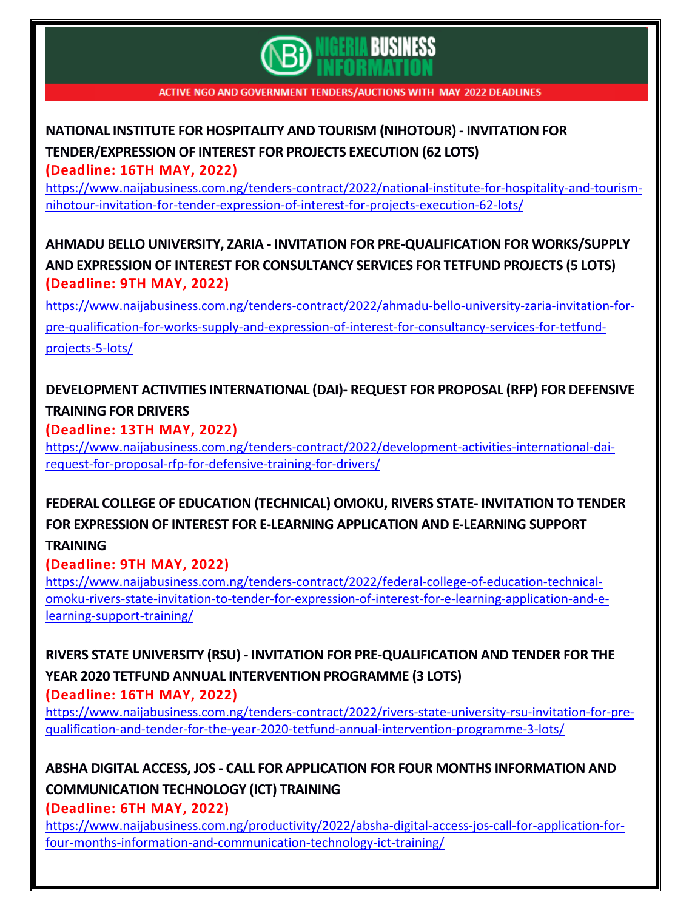NIGERIA BUSINESS INFORMATION

ACTIVE NGO AND GOVERNMENT TENDERS/AUCTIONS WITH MAY 2022 DEADLINES

**NATIONAL INSTITUTE FOR HOSPITALITY AND TOURISM (NIHOTOUR) - INVITATION FOR TENDER/EXPRESSION OF INTEREST FOR PROJECTS EXECUTION (62 LOTS)**

**(Deadline: 16TH MAY, 2022)**

https://www.naijabusiness.com.ng/tenders-contract/2022/national-institute-for-hospitality-and-tourism-nihotour-invitation-for-tender-expression-of-interest-for-projects-execution-62-lots/

**AHMADU BELLO UNIVERSITY, ZARIA - INVITATION FOR PRE-QUALIFICATION FOR WORKS/SUPPLY AND EXPRESSION OF INTEREST FOR CONSULTANCY SERVICES FOR TETFUND PROJECTS (5 LOTS)**

**(Deadline: 9TH MAY, 2022)**

https://www.naijabusiness.com.ng/tenders-contract/2022/ahmadu-bello-university-zaria-invitation-for-pre-qualification-for-works-supply-and-expression-of-interest-for-consultancy-services-for-tetfund-projects-5-lots/

**DEVELOPMENT ACTIVITIES INTERNATIONAL (DAI)- REQUEST FOR PROPOSAL (RFP) FOR DEFENSIVE TRAINING FOR DRIVERS**

**(Deadline: 13TH MAY, 2022)**

https://www.naijabusiness.com.ng/tenders-contract/2022/development-activities-international-dai-request-for-proposal-rfp-for-defensive-training-for-drivers/

**FEDERAL COLLEGE OF EDUCATION (TECHNICAL) OMOKU, RIVERS STATE- INVITATION TO TENDER FOR EXPRESSION OF INTEREST FOR E-LEARNING APPLICATION AND E-LEARNING SUPPORT TRAINING**

**(Deadline: 9TH MAY, 2022)**

https://www.naijabusiness.com.ng/tenders-contract/2022/federal-college-of-education-technical-omoku-rivers-state-invitation-to-tender-for-expression-of-interest-for-e-learning-application-and-e-learning-support-training/

**RIVERS STATE UNIVERSITY (RSU) - INVITATION FOR PRE-QUALIFICATION AND TENDER FOR THE YEAR 2020 TETFUND ANNUAL INTERVENTION PROGRAMME (3 LOTS)**

**(Deadline: 16TH MAY, 2022)**

https://www.naijabusiness.com.ng/tenders-contract/2022/rivers-state-university-rsu-invitation-for-pre-qualification-and-tender-for-the-year-2020-tetfund-annual-intervention-programme-3-lots/

**ABSHA DIGITAL ACCESS, JOS - CALL FOR APPLICATION FOR FOUR MONTHS INFORMATION AND COMMUNICATION TECHNOLOGY (ICT) TRAINING**

**(Deadline: 6TH MAY, 2022)**

https://www.naijabusiness.com.ng/productivity/2022/absha-digital-access-jos-call-for-application-for-four-months-information-and-communication-technology-ict-training/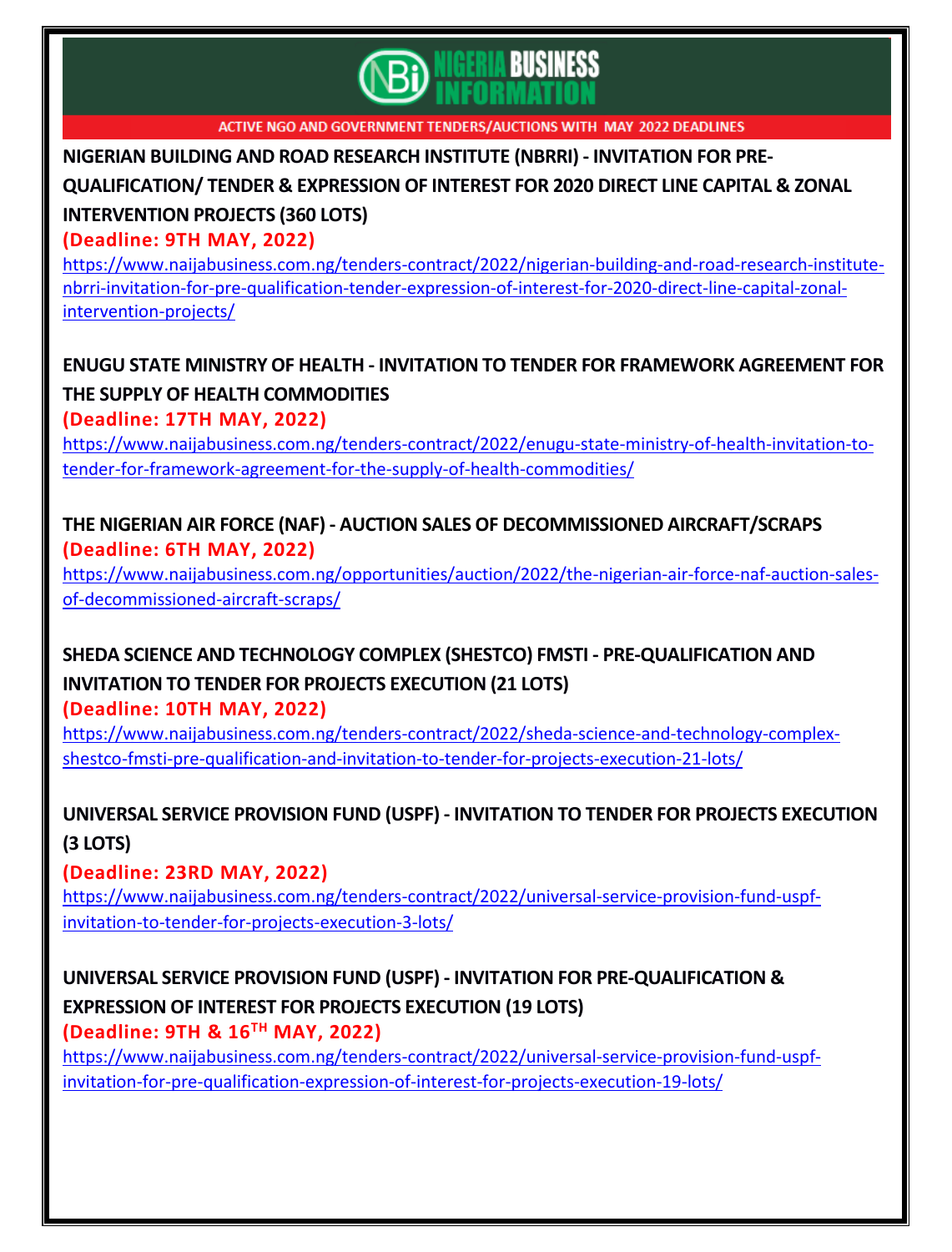ACTIVE NGO AND GOVERNMENT TENDERS/AUCTIONS WITH MAY 2022 DEADLINES

**NIGERIAN BUILDING AND ROAD RESEARCH INSTITUTE (NBRRI) - INVITATION FOR PRE-QUALIFICATION/ TENDER & EXPRESSION OF INTEREST FOR 2020 DIRECT LINE CAPITAL & ZONAL INTERVENTION PROJECTS (360 LOTS)**

**(Deadline: 9TH MAY, 2022)**

https://www.naijabusiness.com.ng/tenders-contract/2022/nigerian-building-and-road-research-institute-nbrri-invitation-for-pre-qualification-tender-expression-of-interest-for-2020-direct-line-capital-zonal-intervention-projects/

**ENUGU STATE MINISTRY OF HEALTH - INVITATION TO TENDER FOR FRAMEWORK AGREEMENT FOR THE SUPPLY OF HEALTH COMMODITIES**

**(Deadline: 17TH MAY, 2022)**

https://www.naijabusiness.com.ng/tenders-contract/2022/enugu-state-ministry-of-health-invitation-to-tender-for-framework-agreement-for-the-supply-of-health-commodities/

**THE NIGERIAN AIR FORCE (NAF) - AUCTION SALES OF DECOMMISSIONED AIRCRAFT/SCRAPS**

**(Deadline: 6TH MAY, 2022)**

https://www.naijabusiness.com.ng/opportunities/auction/2022/the-nigerian-air-force-naf-auction-sales-of-decommissioned-aircraft-scraps/

**SHEDA SCIENCE AND TECHNOLOGY COMPLEX (SHESTCO) FMSTI - PRE-QUALIFICATION AND INVITATION TO TENDER FOR PROJECTS EXECUTION (21 LOTS)**

**(Deadline: 10TH MAY, 2022)**

https://www.naijabusiness.com.ng/tenders-contract/2022/sheda-science-and-technology-complex-shestco-fmsti-pre-qualification-and-invitation-to-tender-for-projects-execution-21-lots/

**UNIVERSAL SERVICE PROVISION FUND (USPF) - INVITATION TO TENDER FOR PROJECTS EXECUTION (3 LOTS)**

**(Deadline: 23RD MAY, 2022)**

https://www.naijabusiness.com.ng/tenders-contract/2022/universal-service-provision-fund-uspf-invitation-to-tender-for-projects-execution-3-lots/

**UNIVERSAL SERVICE PROVISION FUND (USPF) - INVITATION FOR PRE-QUALIFICATION & EXPRESSION OF INTEREST FOR PROJECTS EXECUTION (19 LOTS)**

**(Deadline: 9TH & 16TH MAY, 2022)**

https://www.naijabusiness.com.ng/tenders-contract/2022/universal-service-provision-fund-uspf-invitation-for-pre-qualification-expression-of-interest-for-projects-execution-19-lots/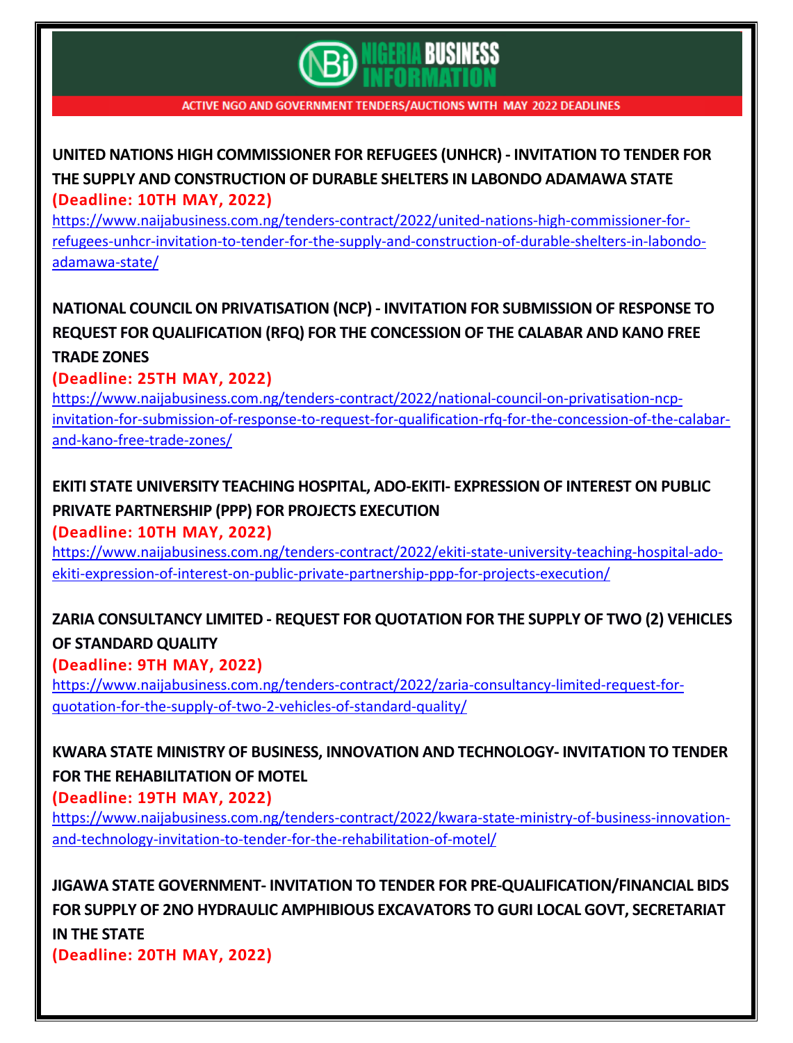**ACTIVE NGO AND GOVERNMENT TENDERS/AUCTIONS WITH MAY 2022 DEADLINES**

**UNITED NATIONS HIGH COMMISSIONER FOR REFUGEES (UNHCR) - INVITATION TO TENDER FOR THE SUPPLY AND CONSTRUCTION OF DURABLE SHELTERS IN LABONDO ADAMAWA STATE**

**(Deadline: 10TH MAY, 2022)**

https://www.naijabusiness.com.ng/tenders-contract/2022/united-nations-high-commissioner-for-refugees-unhcr-invitation-to-tender-for-the-supply-and-construction-of-durable-shelters-in-labondo-adamawa-state/

**NATIONAL COUNCIL ON PRIVATISATION (NCP) - INVITATION FOR SUBMISSION OF RESPONSE TO REQUEST FOR QUALIFICATION (RFQ) FOR THE CONCESSION OF THE CALABAR AND KANO FREE TRADE ZONES**

**(Deadline: 25TH MAY, 2022)**

https://www.naijabusiness.com.ng/tenders-contract/2022/national-council-on-privatisation-ncp-invitation-for-submission-of-response-to-request-for-qualification-rfq-for-the-concession-of-the-calabar-and-kano-free-trade-zones/

**EKITI STATE UNIVERSITY TEACHING HOSPITAL, ADO-EKITI- EXPRESSION OF INTEREST ON PUBLIC PRIVATE PARTNERSHIP (PPP) FOR PROJECTS EXECUTION**

**(Deadline: 10TH MAY, 2022)**

https://www.naijabusiness.com.ng/tenders-contract/2022/ekiti-state-university-teaching-hospital-ado-ekiti-expression-of-interest-on-public-private-partnership-ppp-for-projects-execution/

**ZARIA CONSULTANCY LIMITED - REQUEST FOR QUOTATION FOR THE SUPPLY OF TWO (2) VEHICLES OF STANDARD QUALITY**

**(Deadline: 9TH MAY, 2022)**

https://www.naijabusiness.com.ng/tenders-contract/2022/zaria-consultancy-limited-request-for-quotation-for-the-supply-of-two-2-vehicles-of-standard-quality/

**KWARA STATE MINISTRY OF BUSINESS, INNOVATION AND TECHNOLOGY- INVITATION TO TENDER FOR THE REHABILITATION OF MOTEL**

**(Deadline: 19TH MAY, 2022)**

https://www.naijabusiness.com.ng/tenders-contract/2022/kwara-state-ministry-of-business-innovation-and-technology-invitation-to-tender-for-the-rehabilitation-of-motel/

**JIGAWA STATE GOVERNMENT- INVITATION TO TENDER FOR PRE-QUALIFICATION/FINANCIAL BIDS FOR SUPPLY OF 2NO HYDRAULIC AMPHIBIOUS EXCAVATORS TO GURI LOCAL GOVT, SECRETARIAT IN THE STATE**

**(Deadline: 20TH MAY, 2022)**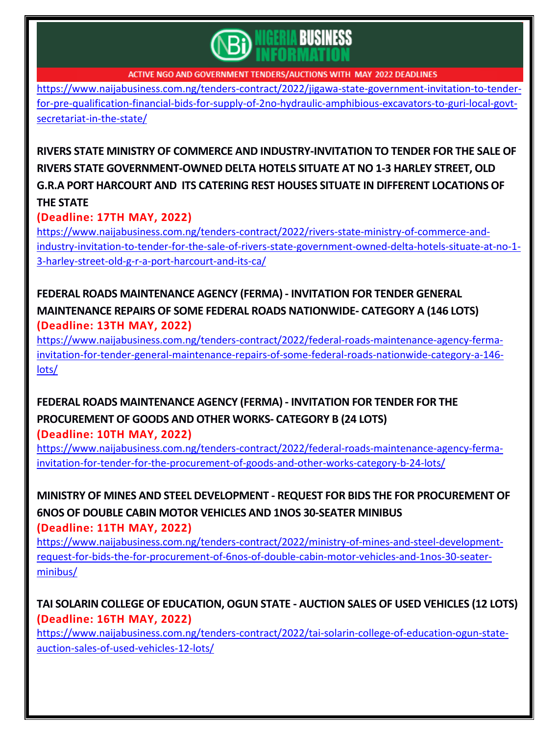https://www.naijabusiness.com.ng/tenders-contract/2022/jigawa-state-government-invitation-to-tender-for-pre-qualification-financial-bids-for-supply-of-2no-hydraulic-amphibious-excavators-to-guri-local-govt-secretariat-in-the-state/

**RIVERS STATE MINISTRY OF COMMERCE AND INDUSTRY-INVITATION TO TENDER FOR THE SALE OF RIVERS STATE GOVERNMENT-OWNED DELTA HOTELS SITUATE AT NO 1-3 HARLEY STREET, OLD G.R.A PORT HARCOURT AND ITS CATERING REST HOUSES SITUATE IN DIFFERENT LOCATIONS OF THE STATE**

**(Deadline: 17TH MAY, 2022)**

https://www.naijabusiness.com.ng/tenders-contract/2022/rivers-state-ministry-of-commerce-and-industry-invitation-to-tender-for-the-sale-of-rivers-state-government-owned-delta-hotels-situate-at-no-1-3-harley-street-old-g-r-a-port-harcourt-and-its-ca/

**FEDERAL ROADS MAINTENANCE AGENCY (FERMA) - INVITATION FOR TENDER GENERAL MAINTENANCE REPAIRS OF SOME FEDERAL ROADS NATIONWIDE- CATEGORY A (146 LOTS)**

**(Deadline: 13TH MAY, 2022)**

https://www.naijabusiness.com.ng/tenders-contract/2022/federal-roads-maintenance-agency-ferma-invitation-for-tender-general-maintenance-repairs-of-some-federal-roads-nationwide-category-a-146-lots/

**FEDERAL ROADS MAINTENANCE AGENCY (FERMA) - INVITATION FOR TENDER FOR THE PROCUREMENT OF GOODS AND OTHER WORKS- CATEGORY B (24 LOTS)**

**(Deadline: 10TH MAY, 2022)**

https://www.naijabusiness.com.ng/tenders-contract/2022/federal-roads-maintenance-agency-ferma-invitation-for-tender-for-the-procurement-of-goods-and-other-works-category-b-24-lots/

**MINISTRY OF MINES AND STEEL DEVELOPMENT - REQUEST FOR BIDS THE FOR PROCUREMENT OF 6NOS OF DOUBLE CABIN MOTOR VEHICLES AND 1NOS 30-SEATER MINIBUS**

**(Deadline: 11TH MAY, 2022)**

https://www.naijabusiness.com.ng/tenders-contract/2022/ministry-of-mines-and-steel-development-request-for-bids-the-for-procurement-of-6nos-of-double-cabin-motor-vehicles-and-1nos-30-seater-minibus/

**TAI SOLARIN COLLEGE OF EDUCATION, OGUN STATE - AUCTION SALES OF USED VEHICLES (12 LOTS)**

**(Deadline: 16TH MAY, 2022)**

https://www.naijabusiness.com.ng/tenders-contract/2022/tai-solarin-college-of-education-ogun-state-auction-sales-of-used-vehicles-12-lots/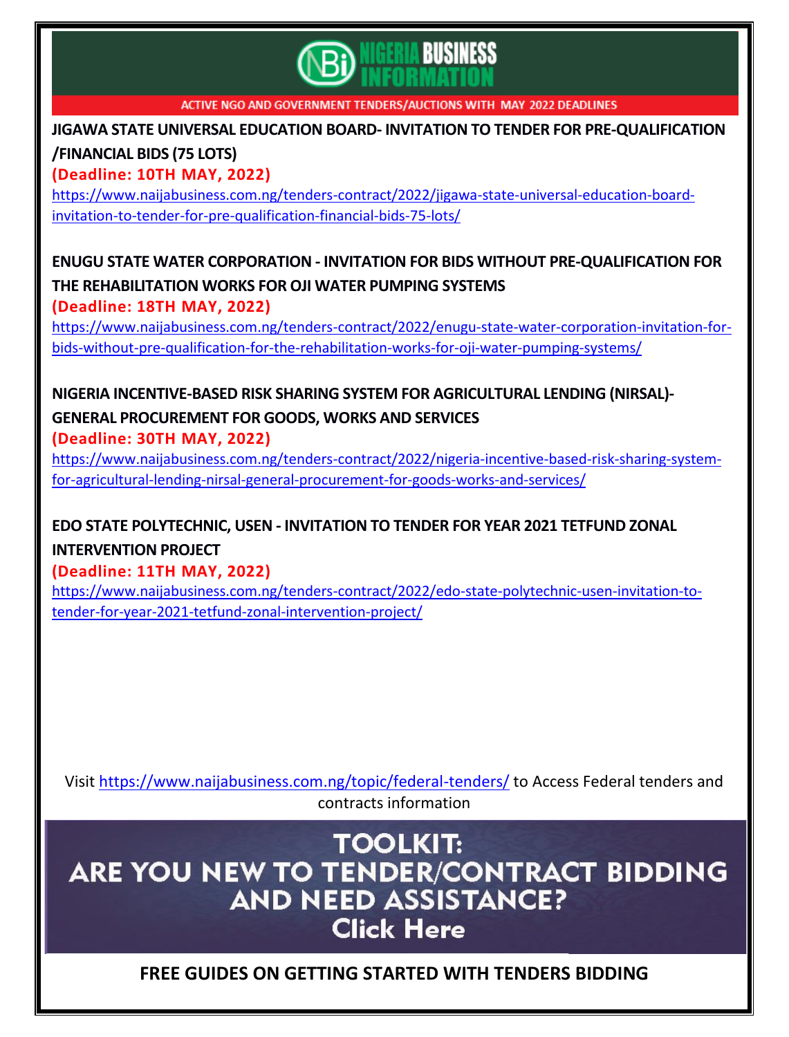NIGERIA BUSINESS INFORMATION

ACTIVE NGO AND GOVERNMENT TENDERS/AUCTIONS WITH MAY 2022 DEADLINES

**JIGAWA STATE UNIVERSAL EDUCATION BOARD- INVITATION TO TENDER FOR PRE-QUALIFICATION /FINANCIAL BIDS (75 LOTS)**

**(Deadline: 10TH MAY, 2022)**

https://www.naijabusiness.com.ng/tenders-contract/2022/jigawa-state-universal-education-board-invitation-to-tender-for-pre-qualification-financial-bids-75-lots/

**ENUGU STATE WATER CORPORATION - INVITATION FOR BIDS WITHOUT PRE-QUALIFICATION FOR THE REHABILITATION WORKS FOR OJI WATER PUMPING SYSTEMS**

**(Deadline: 18TH MAY, 2022)**

https://www.naijabusiness.com.ng/tenders-contract/2022/enugu-state-water-corporation-invitation-for-bids-without-pre-qualification-for-the-rehabilitation-works-for-oji-water-pumping-systems/

**NIGERIA INCENTIVE-BASED RISK SHARING SYSTEM FOR AGRICULTURAL LENDING (NIRSAL)- GENERAL PROCUREMENT FOR GOODS, WORKS AND SERVICES**

**(Deadline: 30TH MAY, 2022)**

https://www.naijabusiness.com.ng/tenders-contract/2022/nigeria-incentive-based-risk-sharing-system-for-agricultural-lending-nirsal-general-procurement-for-goods-works-and-services/

**EDO STATE POLYTECHNIC, USEN - INVITATION TO TENDER FOR YEAR 2021 TETFUND ZONAL INTERVENTION PROJECT**

**(Deadline: 11TH MAY, 2022)**

https://www.naijabusiness.com.ng/tenders-contract/2022/edo-state-polytechnic-usen-invitation-to-tender-for-year-2021-tetfund-zonal-intervention-project/

Visit https://www.naijabusiness.com.ng/topic/federal-tenders/ to Access Federal tenders and contracts information

**TOOLKIT: ARE YOU NEW TO TENDER/CONTRACT BIDDING AND NEED ASSISTANCE? Click Here**

**FREE GUIDES ON GETTING STARTED WITH TENDERS BIDDING**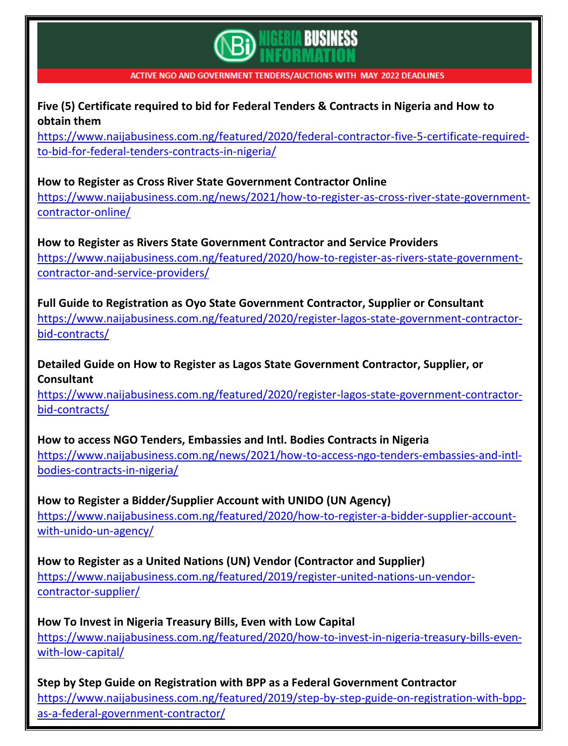**Five (5) Certificate required to bid for Federal Tenders & Contracts in Nigeria and How to obtain them**
https://www.naijabusiness.com.ng/featured/2020/federal-contractor-five-5-certificate-required-to-bid-for-federal-tenders-contracts-in-nigeria/

**How to Register as Cross River State Government Contractor Online**
https://www.naijabusiness.com.ng/news/2021/how-to-register-as-cross-river-state-government-contractor-online/

**How to Register as Rivers State Government Contractor and Service Providers**
https://www.naijabusiness.com.ng/featured/2020/how-to-register-as-rivers-state-government-contractor-and-service-providers/

**Full Guide to Registration as Oyo State Government Contractor, Supplier or Consultant**
https://www.naijabusiness.com.ng/featured/2020/register-lagos-state-government-contractor-bid-contracts/

**Detailed Guide on How to Register as Lagos State Government Contractor, Supplier, or Consultant**
https://www.naijabusiness.com.ng/featured/2020/register-lagos-state-government-contractor-bid-contracts/

**How to access NGO Tenders, Embassies and Intl. Bodies Contracts in Nigeria**
https://www.naijabusiness.com.ng/news/2021/how-to-access-ngo-tenders-embassies-and-intl-bodies-contracts-in-nigeria/

**How to Register a Bidder/Supplier Account with UNIDO (UN Agency)**
https://www.naijabusiness.com.ng/featured/2020/how-to-register-a-bidder-supplier-account-with-unido-un-agency/

**How to Register as a United Nations (UN) Vendor (Contractor and Supplier)**
https://www.naijabusiness.com.ng/featured/2019/register-united-nations-un-vendor-contractor-supplier/

**How To Invest in Nigeria Treasury Bills, Even with Low Capital**
https://www.naijabusiness.com.ng/featured/2020/how-to-invest-in-nigeria-treasury-bills-even-with-low-capital/

**Step by Step Guide on Registration with BPP as a Federal Government Contractor**
https://www.naijabusiness.com.ng/featured/2019/step-by-step-guide-on-registration-with-bpp-as-a-federal-government-contractor/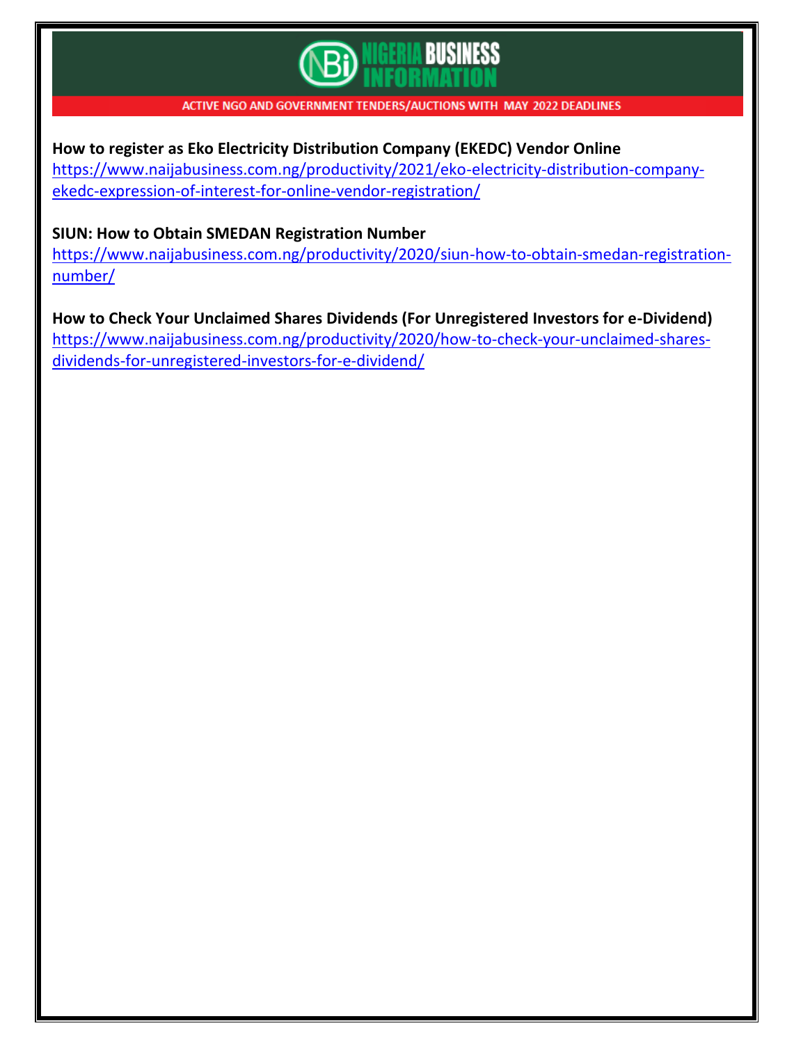**How to register as Eko Electricity Distribution Company (EKEDC) Vendor Online**
https://www.naijabusiness.com.ng/productivity/2021/eko-electricity-distribution-company-ekedc-expression-of-interest-for-online-vendor-registration/

**SIUN: How to Obtain SMEDAN Registration Number**
https://www.naijabusiness.com.ng/productivity/2020/siun-how-to-obtain-smedan-registration-number/

**How to Check Your Unclaimed Shares Dividends (For Unregistered Investors for e-Dividend)**
https://www.naijabusiness.com.ng/productivity/2020/how-to-check-your-unclaimed-shares-dividends-for-unregistered-investors-for-e-dividend/